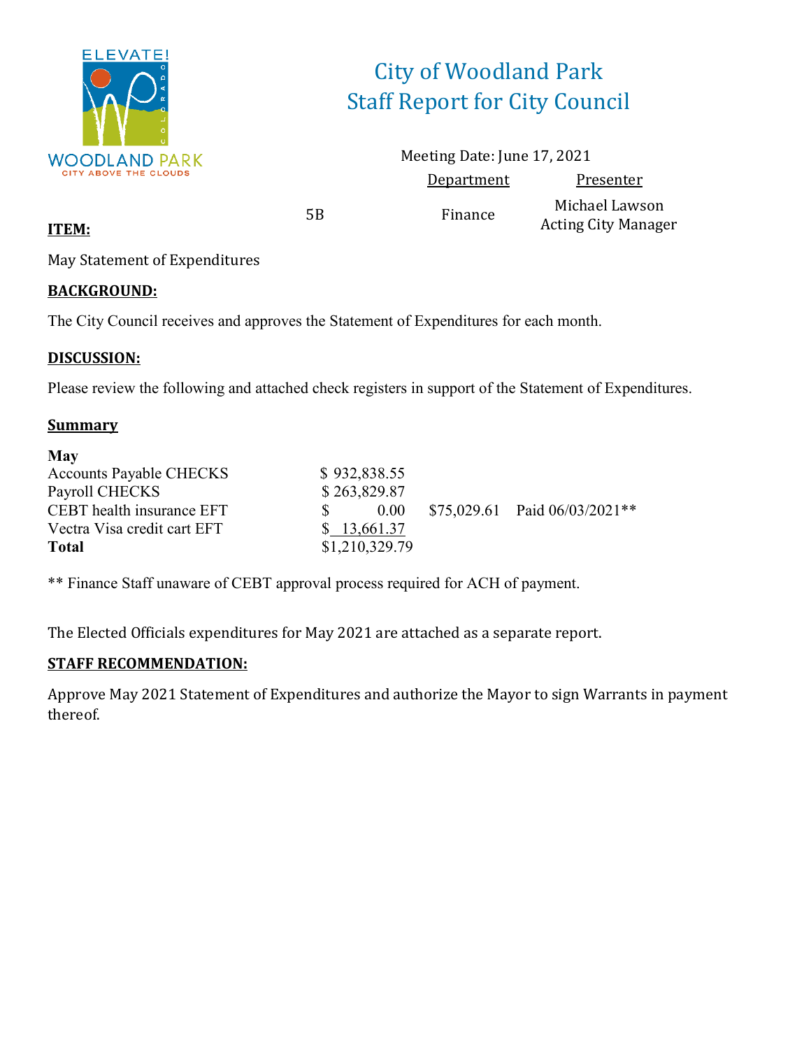# City of Woodland Park
## Staff Report for City Council

Meeting Date: June 17, 2021

| | | Department | Presenter |
|---|---|---|---|
| **ITEM:** | 5B | Finance | Michael Lawson<br>Acting City Manager |

May Statement of Expenditures

**BACKGROUND:**

The City Council receives and approves the Statement of Expenditures for each month.

**DISCUSSION:**

Please review the following and attached check registers in support of the Statement of Expenditures.

**Summary**

| **May** | | | |
|---|---|---|---|
| Accounts Payable CHECKS | $ 932,838.55 | | |
| Payroll CHECKS | $ 263,829.87 | | |
| CEBT health insurance EFT | $ 0.00 | $75,029.61 | Paid 06/03/2021** |
| Vectra Visa credit cart EFT | $ 13,661.37 | | |
| **Total** | $1,210,329.79 | | |

** Finance Staff unaware of CEBT approval process required for ACH of payment.

The Elected Officials expenditures for May 2021 are attached as a separate report.

**STAFF RECOMMENDATION:**

Approve May 2021 Statement of Expenditures and authorize the Mayor to sign Warrants in payment thereof.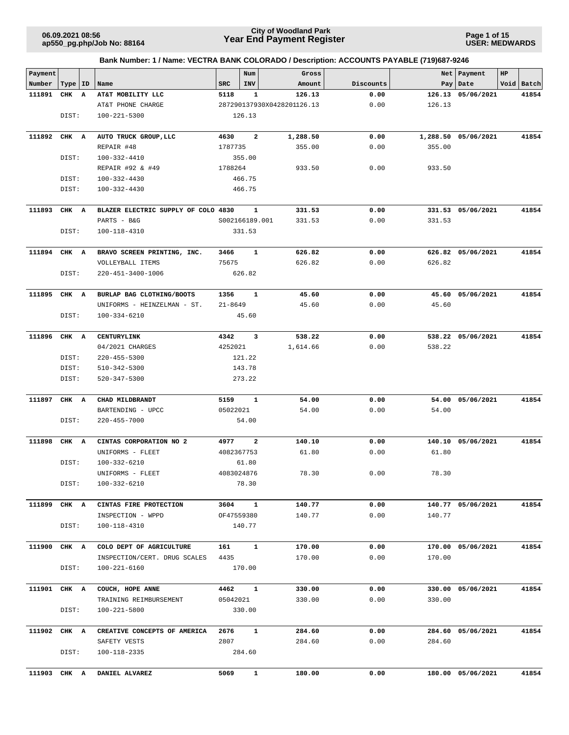# City of Woodland Park
## Year End Payment Register

06.09.2021 08:56
ap550_pg.php/Job No: 88164

USER: MEDWARDS

**Bank Number: 1 / Name: VECTRA BANK COLORADO / Description: ACCOUNTS PAYABLE (719)687-9246**

| Payment Number | Type | ID | Name | SRC | Num INV | Gross Amount | Discounts | Net Pay | Payment Date | HP Void | Batch |
|---|---|---|---|---|---|---|---|---|---|---|---|
| 111891 | CHK | A | AT&T MOBILITY LLC | 5118 | 1 | 126.13 | 0.00 | 126.13 | 05/06/2021 | | 41854 |
| | | | AT&T PHONE CHARGE | 287290137930X04282021 | | 126.13 | 0.00 | 126.13 | | | |
| | DIST: | | 100-221-5300 | | 126.13 | | | | | | |
| 111892 | CHK | A | AUTO TRUCK GROUP,LLC | 4630 | 2 | 1,288.50 | 0.00 | 1,288.50 | 05/06/2021 | | 41854 |
| | | | REPAIR #48 | 1787735 | | 355.00 | 0.00 | 355.00 | | | |
| | DIST: | | 100-332-4410 | | 355.00 | | | | | | |
| | | | REPAIR #92 & #49 | 1788264 | | 933.50 | 0.00 | 933.50 | | | |
| | DIST: | | 100-332-4430 | | 466.75 | | | | | | |
| | DIST: | | 100-332-4430 | | 466.75 | | | | | | |
| 111893 | CHK | A | BLAZER ELECTRIC SUPPLY OF COLO | 4830 | 1 | 331.53 | 0.00 | 331.53 | 05/06/2021 | | 41854 |
| | | | PARTS - B&G | S002166189.001 | | 331.53 | 0.00 | 331.53 | | | |
| | DIST: | | 100-118-4310 | | 331.53 | | | | | | |
| 111894 | CHK | A | BRAVO SCREEN PRINTING, INC. | 3466 | 1 | 626.82 | 0.00 | 626.82 | 05/06/2021 | | 41854 |
| | | | VOLLEYBALL ITEMS | 75675 | | 626.82 | 0.00 | 626.82 | | | |
| | DIST: | | 220-451-3400-1006 | | 626.82 | | | | | | |
| 111895 | CHK | A | BURLAP BAG CLOTHING/BOOTS | 1356 | 1 | 45.60 | 0.00 | 45.60 | 05/06/2021 | | 41854 |
| | | | UNIFORMS - HEINZELMAN - ST. | 21-8649 | | 45.60 | 0.00 | 45.60 | | | |
| | DIST: | | 100-334-6210 | | 45.60 | | | | | | |
| 111896 | CHK | A | CENTURYLINK | 4342 | 3 | 538.22 | 0.00 | 538.22 | 05/06/2021 | | 41854 |
| | | | 04/2021 CHARGES | 4252021 | | 1,614.66 | 0.00 | 538.22 | | | |
| | DIST: | | 220-455-5300 | | 121.22 | | | | | | |
| | DIST: | | 510-342-5300 | | 143.78 | | | | | | |
| | DIST: | | 520-347-5300 | | 273.22 | | | | | | |
| 111897 | CHK | A | CHAD MILDBRANDT | 5159 | 1 | 54.00 | 0.00 | 54.00 | 05/06/2021 | | 41854 |
| | | | BARTENDING - UPCC | 05022021 | | 54.00 | 0.00 | 54.00 | | | |
| | DIST: | | 220-455-7000 | | 54.00 | | | | | | |
| 111898 | CHK | A | CINTAS CORPORATION NO 2 | 4977 | 2 | 140.10 | 0.00 | 140.10 | 05/06/2021 | | 41854 |
| | | | UNIFORMS - FLEET | 4082367753 | | 61.80 | 0.00 | 61.80 | | | |
| | DIST: | | 100-332-6210 | | 61.80 | | | | | | |
| | | | UNIFORMS - FLEET | 4083024876 | | 78.30 | 0.00 | 78.30 | | | |
| | DIST: | | 100-332-6210 | | 78.30 | | | | | | |
| 111899 | CHK | A | CINTAS FIRE PROTECTION | 3604 | 1 | 140.77 | 0.00 | 140.77 | 05/06/2021 | | 41854 |
| | | | INSPECTION - WPPD | OF47559380 | | 140.77 | 0.00 | 140.77 | | | |
| | DIST: | | 100-118-4310 | | 140.77 | | | | | | |
| 111900 | CHK | A | COLO DEPT OF AGRICULTURE | 161 | 1 | 170.00 | 0.00 | 170.00 | 05/06/2021 | | 41854 |
| | | | INSPECTION/CERT. DRUG SCALES | 4435 | | 170.00 | 0.00 | 170.00 | | | |
| | DIST: | | 100-221-6160 | | 170.00 | | | | | | |
| 111901 | CHK | A | COUCH, HOPE ANNE | 4462 | 1 | 330.00 | 0.00 | 330.00 | 05/06/2021 | | 41854 |
| | | | TRAINING REIMBURSEMENT | 05042021 | | 330.00 | 0.00 | 330.00 | | | |
| | DIST: | | 100-221-5800 | | 330.00 | | | | | | |
| 111902 | CHK | A | CREATIVE CONCEPTS OF AMERICA | 2676 | 1 | 284.60 | 0.00 | 284.60 | 05/06/2021 | | 41854 |
| | | | SAFETY VESTS | 2807 | | 284.60 | 0.00 | 284.60 | | | |
| | DIST: | | 100-118-2335 | | 284.60 | | | | | | |
| 111903 | CHK | A | DANIEL ALVAREZ | 5069 | 1 | 180.00 | 0.00 | 180.00 | 05/06/2021 | | 41854 |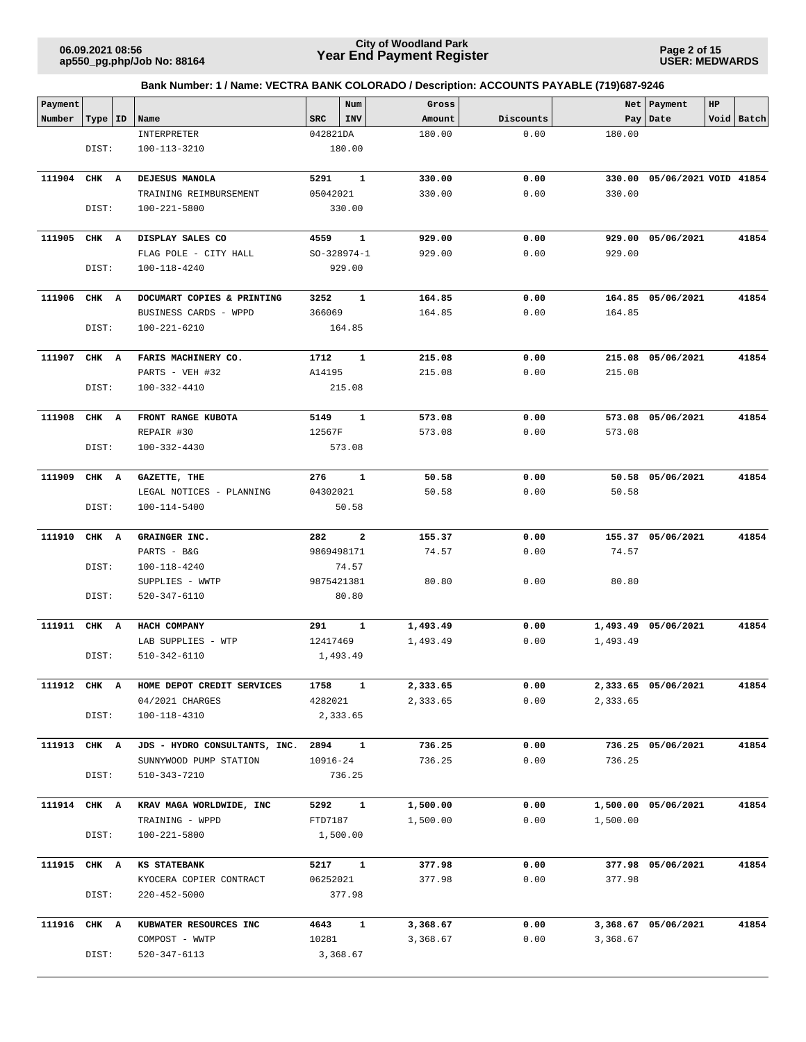**City of Woodland Park**
**Year End Payment Register**

06.09.2021 08:56
ap550_pg.php/Job No: 88164

USER: MEDWARDS

**Bank Number: 1 / Name: VECTRA BANK COLORADO / Description: ACCOUNTS PAYABLE (719)687-9246**

| Payment Number | Type | ID | Name | SRC | Num INV | Gross Amount | Discounts | Net Pay | Payment Date | HP Void | Batch |
|---|---|---|---|---|---|---|---|---|---|---|---|
| | | | INTERPRETER | 042821DA | | 180.00 | 0.00 | 180.00 | | | |
| | DIST: | | 100-113-3210 | | 180.00 | | | | | | |
| **111904** | **CHK** | **A** | **DEJESUS MANOLA** | **5291** | **1** | **330.00** | **0.00** | **330.00** | **05/06/2021** | **VOID** | **41854** |
| | | | TRAINING REIMBURSEMENT | 05042021 | | 330.00 | 0.00 | 330.00 | | | |
| | DIST: | | 100-221-5800 | | 330.00 | | | | | | |
| **111905** | **CHK** | **A** | **DISPLAY SALES CO** | **4559** | **1** | **929.00** | **0.00** | **929.00** | **05/06/2021** | | **41854** |
| | | | FLAG POLE - CITY HALL | SO-328974-1 | | 929.00 | 0.00 | 929.00 | | | |
| | DIST: | | 100-118-4240 | | 929.00 | | | | | | |
| **111906** | **CHK** | **A** | **DOCUMART COPIES & PRINTING** | **3252** | **1** | **164.85** | **0.00** | **164.85** | **05/06/2021** | | **41854** |
| | | | BUSINESS CARDS - WPPD | 366069 | | 164.85 | 0.00 | 164.85 | | | |
| | DIST: | | 100-221-6210 | | 164.85 | | | | | | |
| **111907** | **CHK** | **A** | **FARIS MACHINERY CO.** | **1712** | **1** | **215.08** | **0.00** | **215.08** | **05/06/2021** | | **41854** |
| | | | PARTS - VEH #32 | A14195 | | 215.08 | 0.00 | 215.08 | | | |
| | DIST: | | 100-332-4410 | | 215.08 | | | | | | |
| **111908** | **CHK** | **A** | **FRONT RANGE KUBOTA** | **5149** | **1** | **573.08** | **0.00** | **573.08** | **05/06/2021** | | **41854** |
| | | | REPAIR #30 | 12567F | | 573.08 | 0.00 | 573.08 | | | |
| | DIST: | | 100-332-4430 | | 573.08 | | | | | | |
| **111909** | **CHK** | **A** | **GAZETTE, THE** | **276** | **1** | **50.58** | **0.00** | **50.58** | **05/06/2021** | | **41854** |
| | | | LEGAL NOTICES - PLANNING | 04302021 | | 50.58 | 0.00 | 50.58 | | | |
| | DIST: | | 100-114-5400 | | 50.58 | | | | | | |
| **111910** | **CHK** | **A** | **GRAINGER INC.** | **282** | **2** | **155.37** | **0.00** | **155.37** | **05/06/2021** | | **41854** |
| | | | PARTS - B&G | 9869498171 | | 74.57 | 0.00 | 74.57 | | | |
| | DIST: | | 100-118-4240 | | 74.57 | | | | | | |
| | | | SUPPLIES - WWTP | 9875421381 | | 80.80 | 0.00 | 80.80 | | | |
| | DIST: | | 520-347-6110 | | 80.80 | | | | | | |
| **111911** | **CHK** | **A** | **HACH COMPANY** | **291** | **1** | **1,493.49** | **0.00** | **1,493.49** | **05/06/2021** | | **41854** |
| | | | LAB SUPPLIES - WTP | 12417469 | | 1,493.49 | 0.00 | 1,493.49 | | | |
| | DIST: | | 510-342-6110 | | 1,493.49 | | | | | | |
| **111912** | **CHK** | **A** | **HOME DEPOT CREDIT SERVICES** | **1758** | **1** | **2,333.65** | **0.00** | **2,333.65** | **05/06/2021** | | **41854** |
| | | | 04/2021 CHARGES | 4282021 | | 2,333.65 | 0.00 | 2,333.65 | | | |
| | DIST: | | 100-118-4310 | | 2,333.65 | | | | | | |
| **111913** | **CHK** | **A** | **JDS - HYDRO CONSULTANTS, INC.** | **2894** | **1** | **736.25** | **0.00** | **736.25** | **05/06/2021** | | **41854** |
| | | | SUNNYWOOD PUMP STATION | 10916-24 | | 736.25 | 0.00 | 736.25 | | | |
| | DIST: | | 510-343-7210 | | 736.25 | | | | | | |
| **111914** | **CHK** | **A** | **KRAV MAGA WORLDWIDE, INC** | **5292** | **1** | **1,500.00** | **0.00** | **1,500.00** | **05/06/2021** | | **41854** |
| | | | TRAINING - WPPD | FTD7187 | | 1,500.00 | 0.00 | 1,500.00 | | | |
| | DIST: | | 100-221-5800 | | 1,500.00 | | | | | | |
| **111915** | **CHK** | **A** | **KS STATEBANK** | **5217** | **1** | **377.98** | **0.00** | **377.98** | **05/06/2021** | | **41854** |
| | | | KYOCERA COPIER CONTRACT | 06252021 | | 377.98 | 0.00 | 377.98 | | | |
| | DIST: | | 220-452-5000 | | 377.98 | | | | | | |
| **111916** | **CHK** | **A** | **KUBWATER RESOURCES INC** | **4643** | **1** | **3,368.67** | **0.00** | **3,368.67** | **05/06/2021** | | **41854** |
| | | | COMPOST - WWTP | 10281 | | 3,368.67 | 0.00 | 3,368.67 | | | |
| | DIST: | | 520-347-6113 | | 3,368.67 | | | | | | |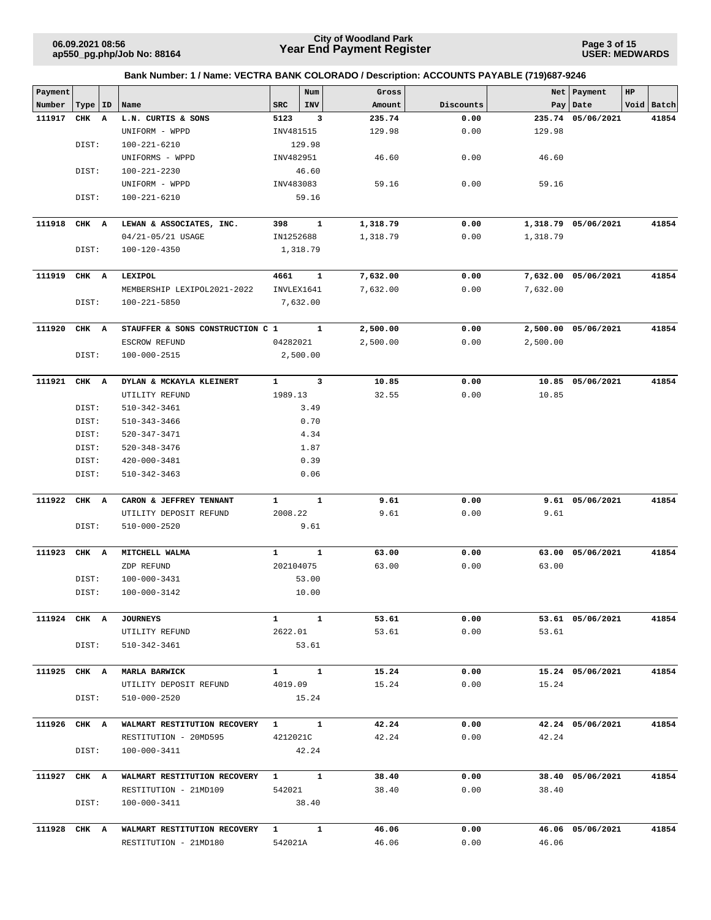## Bank Number: 1 / Name: VECTRA BANK COLORADO / Description: ACCOUNTS PAYABLE (719)687-9246

| Payment Number | Type | ID | Name | SRC | Num INV | Gross Amount | Discounts | Net Pay | Payment Date | HP Void | Batch |
|---|---|---|---|---|---|---|---|---|---|---|---|
| **111917** | **CHK** | **A** | **L.N. CURTIS & SONS** | **5123** | **3** | **235.74** | **0.00** | **235.74** | **05/06/2021** | | **41854** |
| | | | UNIFORM - WPPD | INV481515 | | 129.98 | 0.00 | 129.98 | | | |
| | DIST: | | 100-221-6210 | | 129.98 | | | | | | |
| | | | UNIFORMS - WPPD | INV482951 | | 46.60 | 0.00 | 46.60 | | | |
| | DIST: | | 100-221-2230 | | 46.60 | | | | | | |
| | | | UNIFORM - WPPD | INV483083 | | 59.16 | 0.00 | 59.16 | | | |
| | DIST: | | 100-221-6210 | | 59.16 | | | | | | |
| **111918** | **CHK** | **A** | **LEWAN & ASSOCIATES, INC.** | **398** | **1** | **1,318.79** | **0.00** | **1,318.79** | **05/06/2021** | | **41854** |
| | | | 04/21-05/21 USAGE | IN1252688 | | 1,318.79 | 0.00 | 1,318.79 | | | |
| | DIST: | | 100-120-4350 | | 1,318.79 | | | | | | |
| **111919** | **CHK** | **A** | **LEXIPOL** | **4661** | **1** | **7,632.00** | **0.00** | **7,632.00** | **05/06/2021** | | **41854** |
| | | | MEMBERSHIP LEXIPOL2021-2022 | INVLEX1641 | | 7,632.00 | 0.00 | 7,632.00 | | | |
| | DIST: | | 100-221-5850 | | 7,632.00 | | | | | | |
| **111920** | **CHK** | **A** | **STAUFFER & SONS CONSTRUCTION C** | **1** | **1** | **2,500.00** | **0.00** | **2,500.00** | **05/06/2021** | | **41854** |
| | | | ESCROW REFUND | 04282021 | | 2,500.00 | 0.00 | 2,500.00 | | | |
| | DIST: | | 100-000-2515 | | 2,500.00 | | | | | | |
| **111921** | **CHK** | **A** | **DYLAN & MCKAYLA KLEINERT** | **1** | **3** | **10.85** | **0.00** | **10.85** | **05/06/2021** | | **41854** |
| | | | UTILITY REFUND | 1989.13 | | 32.55 | 0.00 | 10.85 | | | |
| | DIST: | | 510-342-3461 | | 3.49 | | | | | | |
| | DIST: | | 510-343-3466 | | 0.70 | | | | | | |
| | DIST: | | 520-347-3471 | | 4.34 | | | | | | |
| | DIST: | | 520-348-3476 | | 1.87 | | | | | | |
| | DIST: | | 420-000-3481 | | 0.39 | | | | | | |
| | DIST: | | 510-342-3463 | | 0.06 | | | | | | |
| **111922** | **CHK** | **A** | **CARON & JEFFREY TENNANT** | **1** | **1** | **9.61** | **0.00** | **9.61** | **05/06/2021** | | **41854** |
| | | | UTILITY DEPOSIT REFUND | 2008.22 | | 9.61 | 0.00 | 9.61 | | | |
| | DIST: | | 510-000-2520 | | 9.61 | | | | | | |
| **111923** | **CHK** | **A** | **MITCHELL WALMA** | **1** | **1** | **63.00** | **0.00** | **63.00** | **05/06/2021** | | **41854** |
| | | | ZDP REFUND | 202104075 | | 63.00 | 0.00 | 63.00 | | | |
| | DIST: | | 100-000-3431 | | 53.00 | | | | | | |
| | DIST: | | 100-000-3142 | | 10.00 | | | | | | |
| **111924** | **CHK** | **A** | **JOURNEYS** | **1** | **1** | **53.61** | **0.00** | **53.61** | **05/06/2021** | | **41854** |
| | | | UTILITY REFUND | 2622.01 | | 53.61 | 0.00 | 53.61 | | | |
| | DIST: | | 510-342-3461 | | 53.61 | | | | | | |
| **111925** | **CHK** | **A** | **MARLA BARWICK** | **1** | **1** | **15.24** | **0.00** | **15.24** | **05/06/2021** | | **41854** |
| | | | UTILITY DEPOSIT REFUND | 4019.09 | | 15.24 | 0.00 | 15.24 | | | |
| | DIST: | | 510-000-2520 | | 15.24 | | | | | | |
| **111926** | **CHK** | **A** | **WALMART RESTITUTION RECOVERY** | **1** | **1** | **42.24** | **0.00** | **42.24** | **05/06/2021** | | **41854** |
| | | | RESTITUTION - 20MD595 | 4212021C | | 42.24 | 0.00 | 42.24 | | | |
| | DIST: | | 100-000-3411 | | 42.24 | | | | | | |
| **111927** | **CHK** | **A** | **WALMART RESTITUTION RECOVERY** | **1** | **1** | **38.40** | **0.00** | **38.40** | **05/06/2021** | | **41854** |
| | | | RESTITUTION - 21MD109 | 542021 | | 38.40 | 0.00 | 38.40 | | | |
| | DIST: | | 100-000-3411 | | 38.40 | | | | | | |
| **111928** | **CHK** | **A** | **WALMART RESTITUTION RECOVERY** | **1** | **1** | **46.06** | **0.00** | **46.06** | **05/06/2021** | | **41854** |
| | | | RESTITUTION - 21MD180 | 542021A | | 46.06 | 0.00 | 46.06 | | | |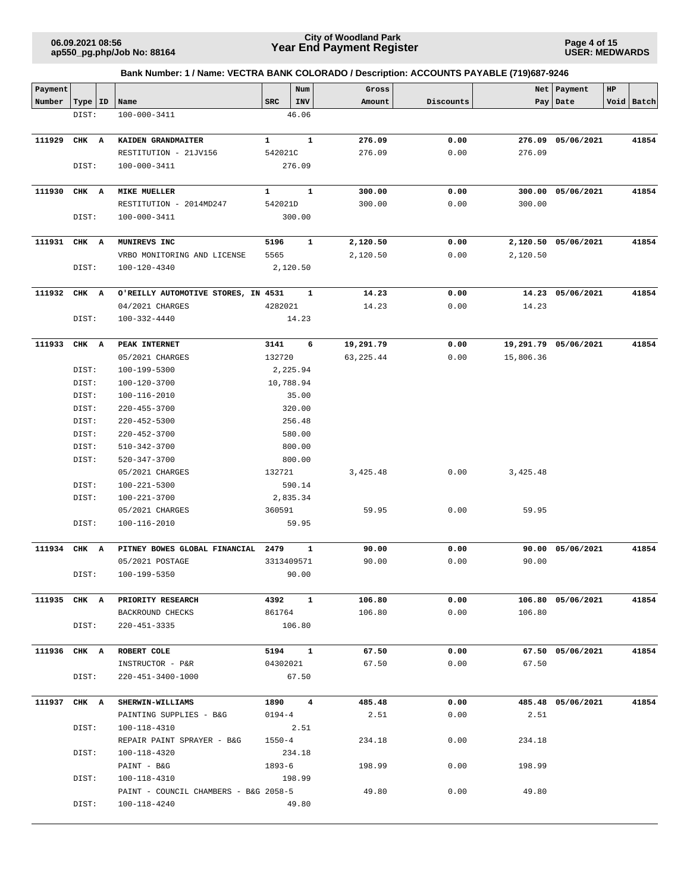**Bank Number: 1 / Name: VECTRA BANK COLORADO / Description: ACCOUNTS PAYABLE (719)687-9246**

| Payment Number | Type | ID | Name | SRC | Num INV | Gross Amount | Discounts | Net Pay | Payment Date | HP Void | Batch |
|---|---|---|---|---|---|---|---|---|---|---|---|
| | DIST: | | 100-000-3411 | | 46.06 | | | | | | |
| **111929** | **CHK** | **A** | **KAIDEN GRANDMAITER** | **1** | **1** | **276.09** | **0.00** | **276.09** | **05/06/2021** | | **41854** |
| | | | RESTITUTION - 21JV156 | 542021C | | 276.09 | 0.00 | 276.09 | | | |
| | DIST: | | 100-000-3411 | | 276.09 | | | | | | |
| **111930** | **CHK** | **A** | **MIKE MUELLER** | **1** | **1** | **300.00** | **0.00** | **300.00** | **05/06/2021** | | **41854** |
| | | | RESTITUTION - 2014MD247 | 542021D | | 300.00 | 0.00 | 300.00 | | | |
| | DIST: | | 100-000-3411 | | 300.00 | | | | | | |
| **111931** | **CHK** | **A** | **MUNIREVS INC** | **5196** | **1** | **2,120.50** | **0.00** | **2,120.50** | **05/06/2021** | | **41854** |
| | | | VRBO MONITORING AND LICENSE | 5565 | | 2,120.50 | 0.00 | 2,120.50 | | | |
| | DIST: | | 100-120-4340 | | 2,120.50 | | | | | | |
| **111932** | **CHK** | **A** | **O'REILLY AUTOMOTIVE STORES, IN** | **4531** | **1** | **14.23** | **0.00** | **14.23** | **05/06/2021** | | **41854** |
| | | | 04/2021 CHARGES | 4282021 | | 14.23 | 0.00 | 14.23 | | | |
| | DIST: | | 100-332-4440 | | 14.23 | | | | | | |
| **111933** | **CHK** | **A** | **PEAK INTERNET** | **3141** | **6** | **19,291.79** | **0.00** | **19,291.79** | **05/06/2021** | | **41854** |
| | | | 05/2021 CHARGES | 132720 | | 63,225.44 | 0.00 | 15,806.36 | | | |
| | DIST: | | 100-199-5300 | | 2,225.94 | | | | | | |
| | DIST: | | 100-120-3700 | | 10,788.94 | | | | | | |
| | DIST: | | 100-116-2010 | | 35.00 | | | | | | |
| | DIST: | | 220-455-3700 | | 320.00 | | | | | | |
| | DIST: | | 220-452-5300 | | 256.48 | | | | | | |
| | DIST: | | 220-452-3700 | | 580.00 | | | | | | |
| | DIST: | | 510-342-3700 | | 800.00 | | | | | | |
| | DIST: | | 520-347-3700 | | 800.00 | | | | | | |
| | | | 05/2021 CHARGES | 132721 | | 3,425.48 | 0.00 | 3,425.48 | | | |
| | DIST: | | 100-221-5300 | | 590.14 | | | | | | |
| | DIST: | | 100-221-3700 | | 2,835.34 | | | | | | |
| | | | 05/2021 CHARGES | 360591 | | 59.95 | 0.00 | 59.95 | | | |
| | DIST: | | 100-116-2010 | | 59.95 | | | | | | |
| **111934** | **CHK** | **A** | **PITNEY BOWES GLOBAL FINANCIAL** | **2479** | **1** | **90.00** | **0.00** | **90.00** | **05/06/2021** | | **41854** |
| | | | 05/2021 POSTAGE | 3313409571 | | 90.00 | 0.00 | 90.00 | | | |
| | DIST: | | 100-199-5350 | | 90.00 | | | | | | |
| **111935** | **CHK** | **A** | **PRIORITY RESEARCH** | **4392** | **1** | **106.80** | **0.00** | **106.80** | **05/06/2021** | | **41854** |
| | | | BACKROUND CHECKS | 861764 | | 106.80 | 0.00 | 106.80 | | | |
| | DIST: | | 220-451-3335 | | 106.80 | | | | | | |
| **111936** | **CHK** | **A** | **ROBERT COLE** | **5194** | **1** | **67.50** | **0.00** | **67.50** | **05/06/2021** | | **41854** |
| | | | INSTRUCTOR - P&R | 04302021 | | 67.50 | 0.00 | 67.50 | | | |
| | DIST: | | 220-451-3400-1000 | | 67.50 | | | | | | |
| **111937** | **CHK** | **A** | **SHERWIN-WILLIAMS** | **1890** | **4** | **485.48** | **0.00** | **485.48** | **05/06/2021** | | **41854** |
| | | | PAINTING SUPPLIES - B&G | 0194-4 | | 2.51 | 0.00 | 2.51 | | | |
| | DIST: | | 100-118-4310 | | 2.51 | | | | | | |
| | | | REPAIR PAINT SPRAYER - B&G | 1550-4 | | 234.18 | 0.00 | 234.18 | | | |
| | DIST: | | 100-118-4320 | | 234.18 | | | | | | |
| | | | PAINT - B&G | 1893-6 | | 198.99 | 0.00 | 198.99 | | | |
| | DIST: | | 100-118-4310 | | 198.99 | | | | | | |
| | | | PAINT - COUNCIL CHAMBERS - B&G | 2058-5 | | 49.80 | 0.00 | 49.80 | | | |
| | DIST: | | 100-118-4240 | | 49.80 | | | | | | |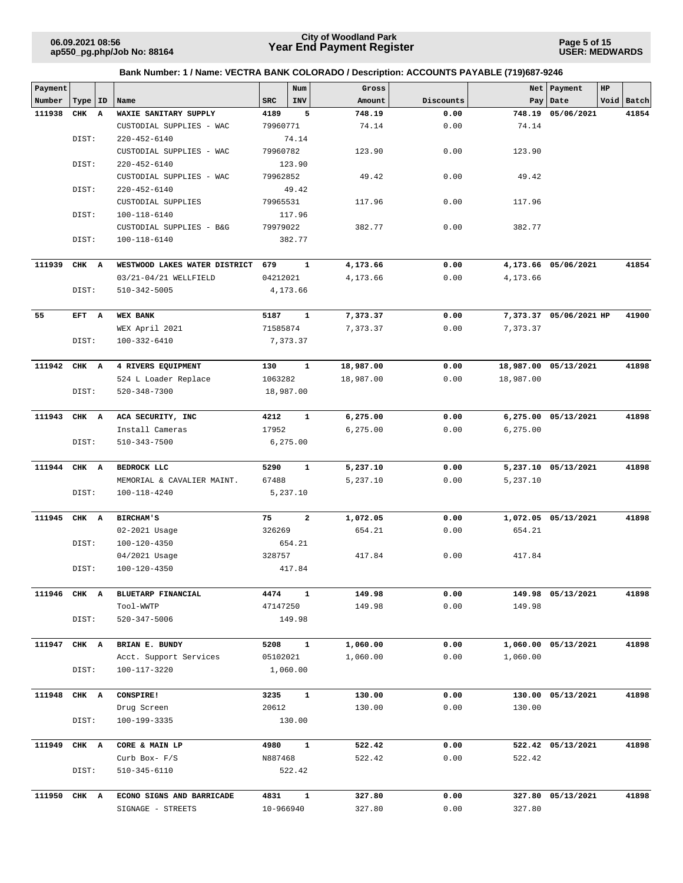**City of Woodland Park**
**Year End Payment Register**

06.09.2021 08:56
ap550_pg.php/Job No: 88164

USER: MEDWARDS

**Bank Number: 1 / Name: VECTRA BANK COLORADO / Description: ACCOUNTS PAYABLE (719)687-9246**

| Payment Number | Type | ID | Name | SRC | Num INV | Gross Amount | Discounts | Net Pay | Payment Date | HP | Void | Batch |
|---|---|---|---|---|---|---|---|---|---|---|---|---|
| 111938 | CHK | A | WAXIE SANITARY SUPPLY | 4189 | 5 | 748.19 | 0.00 | 748.19 | 05/06/2021 | | | 41854 |
| | | | CUSTODIAL SUPPLIES - WAC | 79960771 | | 74.14 | 0.00 | 74.14 | | | | |
| | DIST: | | 220-452-6140 | 74.14 | | | | | | | | |
| | | | CUSTODIAL SUPPLIES - WAC | 79960782 | | 123.90 | 0.00 | 123.90 | | | | |
| | DIST: | | 220-452-6140 | 123.90 | | | | | | | | |
| | | | CUSTODIAL SUPPLIES - WAC | 79962852 | | 49.42 | 0.00 | 49.42 | | | | |
| | DIST: | | 220-452-6140 | 49.42 | | | | | | | | |
| | | | CUSTODIAL SUPPLIES | 79965531 | | 117.96 | 0.00 | 117.96 | | | | |
| | DIST: | | 100-118-6140 | 117.96 | | | | | | | | |
| | | | CUSTODIAL SUPPLIES - B&G | 79979022 | | 382.77 | 0.00 | 382.77 | | | | |
| | DIST: | | 100-118-6140 | 382.77 | | | | | | | | |
| 111939 | CHK | A | WESTWOOD LAKES WATER DISTRICT | 679 | 1 | 4,173.66 | 0.00 | 4,173.66 | 05/06/2021 | | | 41854 |
| | | | 03/21-04/21 WELLFIELD | 04212021 | | 4,173.66 | 0.00 | 4,173.66 | | | | |
| | DIST: | | 510-342-5005 | 4,173.66 | | | | | | | | |
| 55 | EFT | A | WEX BANK | 5187 | 1 | 7,373.37 | 0.00 | 7,373.37 | 05/06/2021 | HP | | 41900 |
| | | | WEX April 2021 | 71585874 | | 7,373.37 | 0.00 | 7,373.37 | | | | |
| | DIST: | | 100-332-6410 | 7,373.37 | | | | | | | | |
| 111942 | CHK | A | 4 RIVERS EQUIPMENT | 130 | 1 | 18,987.00 | 0.00 | 18,987.00 | 05/13/2021 | | | 41898 |
| | | | 524 L Loader Replace | 1063282 | | 18,987.00 | 0.00 | 18,987.00 | | | | |
| | DIST: | | 520-348-7300 | 18,987.00 | | | | | | | | |
| 111943 | CHK | A | ACA SECURITY, INC | 4212 | 1 | 6,275.00 | 0.00 | 6,275.00 | 05/13/2021 | | | 41898 |
| | | | Install Cameras | 17952 | | 6,275.00 | 0.00 | 6,275.00 | | | | |
| | DIST: | | 510-343-7500 | 6,275.00 | | | | | | | | |
| 111944 | CHK | A | BEDROCK LLC | 5290 | 1 | 5,237.10 | 0.00 | 5,237.10 | 05/13/2021 | | | 41898 |
| | | | MEMORIAL & CAVALIER MAINT. | 67488 | | 5,237.10 | 0.00 | 5,237.10 | | | | |
| | DIST: | | 100-118-4240 | 5,237.10 | | | | | | | | |
| 111945 | CHK | A | BIRCHAM'S | 75 | 2 | 1,072.05 | 0.00 | 1,072.05 | 05/13/2021 | | | 41898 |
| | | | 02-2021 Usage | 326269 | | 654.21 | 0.00 | 654.21 | | | | |
| | DIST: | | 100-120-4350 | 654.21 | | | | | | | | |
| | | | 04/2021 Usage | 328757 | | 417.84 | 0.00 | 417.84 | | | | |
| | DIST: | | 100-120-4350 | 417.84 | | | | | | | | |
| 111946 | CHK | A | BLUETARP FINANCIAL | 4474 | 1 | 149.98 | 0.00 | 149.98 | 05/13/2021 | | | 41898 |
| | | | Tool-WWTP | 47147250 | | 149.98 | 0.00 | 149.98 | | | | |
| | DIST: | | 520-347-5006 | 149.98 | | | | | | | | |
| 111947 | CHK | A | BRIAN E. BUNDY | 5208 | 1 | 1,060.00 | 0.00 | 1,060.00 | 05/13/2021 | | | 41898 |
| | | | Acct. Support Services | 05102021 | | 1,060.00 | 0.00 | 1,060.00 | | | | |
| | DIST: | | 100-117-3220 | 1,060.00 | | | | | | | | |
| 111948 | CHK | A | CONSPIRE! | 3235 | 1 | 130.00 | 0.00 | 130.00 | 05/13/2021 | | | 41898 |
| | | | Drug Screen | 20612 | | 130.00 | 0.00 | 130.00 | | | | |
| | DIST: | | 100-199-3335 | 130.00 | | | | | | | | |
| 111949 | CHK | A | CORE & MAIN LP | 4980 | 1 | 522.42 | 0.00 | 522.42 | 05/13/2021 | | | 41898 |
| | | | Curb Box- F/S | N887468 | | 522.42 | 0.00 | 522.42 | | | | |
| | DIST: | | 510-345-6110 | 522.42 | | | | | | | | |
| 111950 | CHK | A | ECONO SIGNS AND BARRICADE | 4831 | 1 | 327.80 | 0.00 | 327.80 | 05/13/2021 | | | 41898 |
| | | | SIGNAGE - STREETS | 10-966940 | | 327.80 | 0.00 | 327.80 | | | | |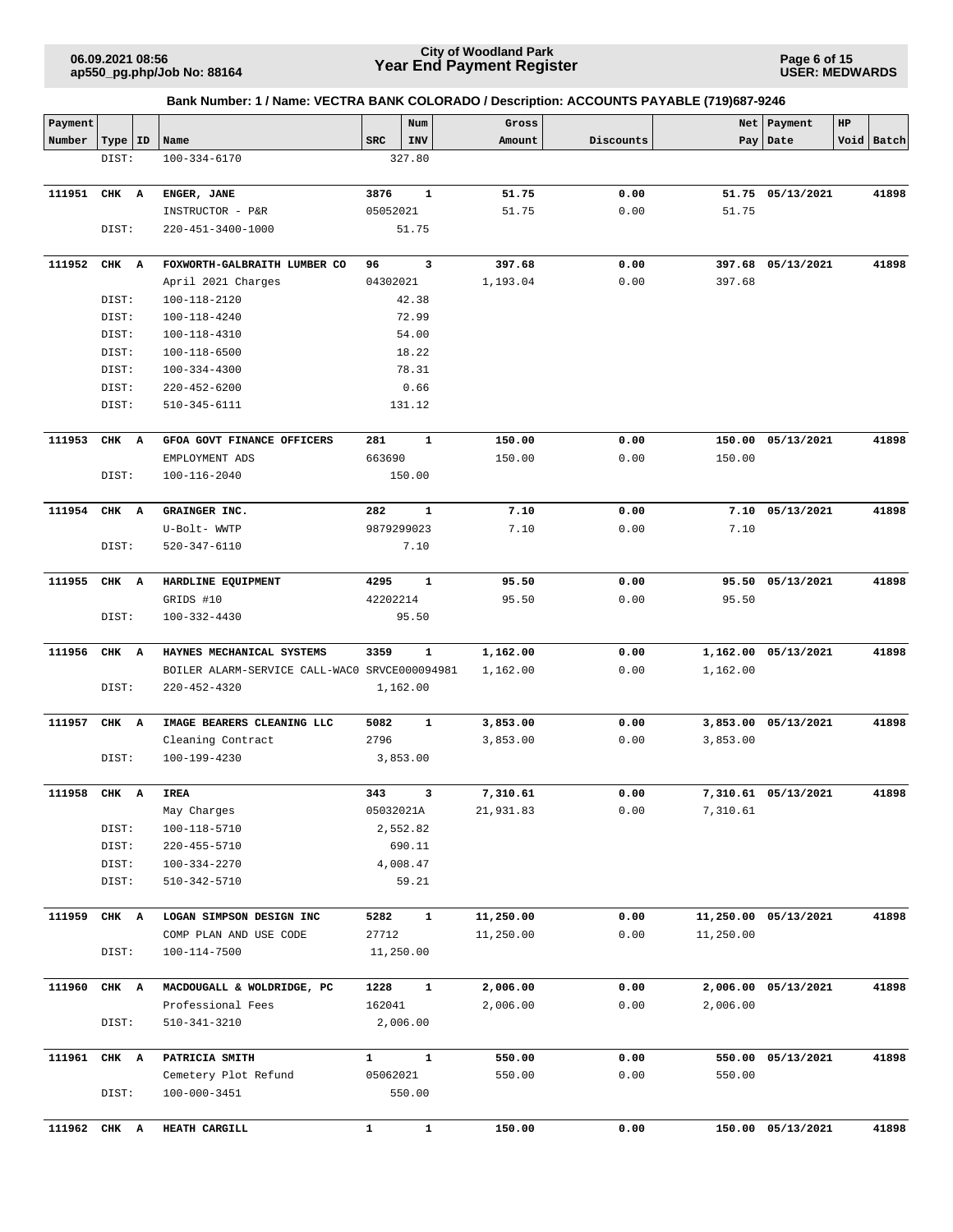**City of Woodland Park**
**Year End Payment Register**

**Bank Number: 1 / Name: VECTRA BANK COLORADO / Description: ACCOUNTS PAYABLE (719)687-9246**

| Payment Number | Type | ID | Name | SRC | Num INV | Gross Amount | Discounts | Net Pay | Payment Date | HP Void | Batch |
|---|---|---|---|---|---|---|---|---|---|---|---|
| | DIST: | | 100-334-6170 | | 327.80 | | | | | | |
| 111951 | CHK | A | ENGER, JANE | 3876 | 1 | 51.75 | 0.00 | 51.75 | 05/13/2021 | | 41898 |
| | | | INSTRUCTOR - P&R | 05052021 | | 51.75 | 0.00 | 51.75 | | | |
| | DIST: | | 220-451-3400-1000 | | 51.75 | | | | | | |
| 111952 | CHK | A | FOXWORTH-GALBRAITH LUMBER CO | 96 | 3 | 397.68 | 0.00 | 397.68 | 05/13/2021 | | 41898 |
| | | | April 2021 Charges | 04302021 | | 1,193.04 | 0.00 | 397.68 | | | |
| | DIST: | | 100-118-2120 | | 42.38 | | | | | | |
| | DIST: | | 100-118-4240 | | 72.99 | | | | | | |
| | DIST: | | 100-118-4310 | | 54.00 | | | | | | |
| | DIST: | | 100-118-6500 | | 18.22 | | | | | | |
| | DIST: | | 100-334-4300 | | 78.31 | | | | | | |
| | DIST: | | 220-452-6200 | | 0.66 | | | | | | |
| | DIST: | | 510-345-6111 | | 131.12 | | | | | | |
| 111953 | CHK | A | GFOA GOVT FINANCE OFFICERS | 281 | 1 | 150.00 | 0.00 | 150.00 | 05/13/2021 | | 41898 |
| | | | EMPLOYMENT ADS | 663690 | | 150.00 | 0.00 | 150.00 | | | |
| | DIST: | | 100-116-2040 | | 150.00 | | | | | | |
| 111954 | CHK | A | GRAINGER INC. | 282 | 1 | 7.10 | 0.00 | 7.10 | 05/13/2021 | | 41898 |
| | | | U-Bolt- WWTP | 9879299023 | | 7.10 | 0.00 | 7.10 | | | |
| | DIST: | | 520-347-6110 | | 7.10 | | | | | | |
| 111955 | CHK | A | HARDLINE EQUIPMENT | 4295 | 1 | 95.50 | 0.00 | 95.50 | 05/13/2021 | | 41898 |
| | | | GRIDS #10 | 42202214 | | 95.50 | 0.00 | 95.50 | | | |
| | DIST: | | 100-332-4430 | | 95.50 | | | | | | |
| 111956 | CHK | A | HAYNES MECHANICAL SYSTEMS | 3359 | 1 | 1,162.00 | 0.00 | 1,162.00 | 05/13/2021 | | 41898 |
| | | | BOILER ALARM-SERVICE CALL-WAC0 | SRVCE000094981 | | 1,162.00 | 0.00 | 1,162.00 | | | |
| | DIST: | | 220-452-4320 | | 1,162.00 | | | | | | |
| 111957 | CHK | A | IMAGE BEARERS CLEANING LLC | 5082 | 1 | 3,853.00 | 0.00 | 3,853.00 | 05/13/2021 | | 41898 |
| | | | Cleaning Contract | 2796 | | 3,853.00 | 0.00 | 3,853.00 | | | |
| | DIST: | | 100-199-4230 | | 3,853.00 | | | | | | |
| 111958 | CHK | A | IREA | 343 | 3 | 7,310.61 | 0.00 | 7,310.61 | 05/13/2021 | | 41898 |
| | | | May Charges | 05032021A | | 21,931.83 | 0.00 | 7,310.61 | | | |
| | DIST: | | 100-118-5710 | | 2,552.82 | | | | | | |
| | DIST: | | 220-455-5710 | | 690.11 | | | | | | |
| | DIST: | | 100-334-2270 | | 4,008.47 | | | | | | |
| | DIST: | | 510-342-5710 | | 59.21 | | | | | | |
| 111959 | CHK | A | LOGAN SIMPSON DESIGN INC | 5282 | 1 | 11,250.00 | 0.00 | 11,250.00 | 05/13/2021 | | 41898 |
| | | | COMP PLAN AND USE CODE | 27712 | | 11,250.00 | 0.00 | 11,250.00 | | | |
| | DIST: | | 100-114-7500 | | 11,250.00 | | | | | | |
| 111960 | CHK | A | MACDOUGALL & WOLDRIDGE, PC | 1228 | 1 | 2,006.00 | 0.00 | 2,006.00 | 05/13/2021 | | 41898 |
| | | | Professional Fees | 162041 | | 2,006.00 | 0.00 | 2,006.00 | | | |
| | DIST: | | 510-341-3210 | | 2,006.00 | | | | | | |
| 111961 | CHK | A | PATRICIA SMITH | 1 | 1 | 550.00 | 0.00 | 550.00 | 05/13/2021 | | 41898 |
| | | | Cemetery Plot Refund | 05062021 | | 550.00 | 0.00 | 550.00 | | | |
| | DIST: | | 100-000-3451 | | 550.00 | | | | | | |
| 111962 | CHK | A | HEATH CARGILL | 1 | 1 | 150.00 | 0.00 | 150.00 | 05/13/2021 | | 41898 |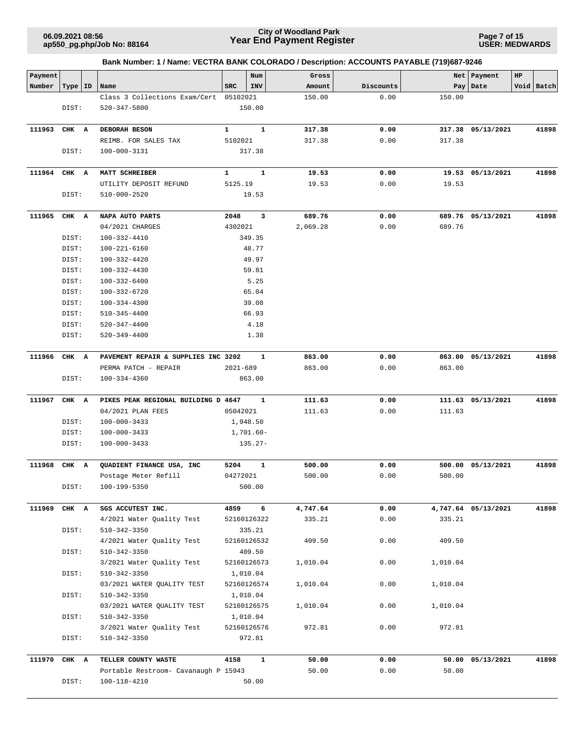**Bank Number: 1 / Name: VECTRA BANK COLORADO / Description: ACCOUNTS PAYABLE (719)687-9246**

| Payment Number | Type | ID | Name | SRC | Num INV | Gross Amount | Discounts | Net Pay | Payment Date | HP Void | Batch |
|---|---|---|---|---|---|---|---|---|---|---|---|
| | | | Class 3 Collections Exam/Cert | 05102021 | | 150.00 | 0.00 | 150.00 | | | |
| | DIST: | | 520-347-5800 | | 150.00 | | | | | | |
| **111963** | **CHK** | **A** | **DEBORAH BESON** | **1** | **1** | **317.38** | **0.00** | **317.38** | **05/13/2021** | | **41898** |
| | | | REIMB. FOR SALES TAX | 5102021 | | 317.38 | 0.00 | 317.38 | | | |
| | DIST: | | 100-000-3131 | | 317.38 | | | | | | |
| **111964** | **CHK** | **A** | **MATT SCHREIBER** | **1** | **1** | **19.53** | **0.00** | **19.53** | **05/13/2021** | | **41898** |
| | | | UTILITY DEPOSIT REFUND | 5125.19 | | 19.53 | 0.00 | 19.53 | | | |
| | DIST: | | 510-000-2520 | | 19.53 | | | | | | |
| **111965** | **CHK** | **A** | **NAPA AUTO PARTS** | **2048** | **3** | **689.76** | **0.00** | **689.76** | **05/13/2021** | | **41898** |
| | | | 04/2021 CHARGES | 4302021 | | 2,069.28 | 0.00 | 689.76 | | | |
| | DIST: | | 100-332-4410 | | 349.35 | | | | | | |
| | DIST: | | 100-221-6160 | | 48.77 | | | | | | |
| | DIST: | | 100-332-4420 | | 49.97 | | | | | | |
| | DIST: | | 100-332-4430 | | 59.81 | | | | | | |
| | DIST: | | 100-332-6400 | | 5.25 | | | | | | |
| | DIST: | | 100-332-6720 | | 65.04 | | | | | | |
| | DIST: | | 100-334-4300 | | 39.08 | | | | | | |
| | DIST: | | 510-345-4400 | | 66.93 | | | | | | |
| | DIST: | | 520-347-4400 | | 4.18 | | | | | | |
| | DIST: | | 520-349-4400 | | 1.38 | | | | | | |
| **111966** | **CHK** | **A** | **PAVEMENT REPAIR & SUPPLIES INC** | **3202** | **1** | **863.00** | **0.00** | **863.00** | **05/13/2021** | | **41898** |
| | | | PERMA PATCH - REPAIR | 2021-689 | | 863.00 | 0.00 | 863.00 | | | |
| | DIST: | | 100-334-4360 | | 863.00 | | | | | | |
| **111967** | **CHK** | **A** | **PIKES PEAK REGIONAL BUILDING D** | **4647** | **1** | **111.63** | **0.00** | **111.63** | **05/13/2021** | | **41898** |
| | | | 04/2021 PLAN FEES | 05042021 | | 111.63 | 0.00 | 111.63 | | | |
| | DIST: | | 100-000-3433 | | 1,948.50 | | | | | | |
| | DIST: | | 100-000-3433 | | 1,701.60- | | | | | | |
| | DIST: | | 100-000-3433 | | 135.27- | | | | | | |
| **111968** | **CHK** | **A** | **QUADIENT FINANCE USA, INC** | **5204** | **1** | **500.00** | **0.00** | **500.00** | **05/13/2021** | | **41898** |
| | | | Postage Meter Refill | 04272021 | | 500.00 | 0.00 | 500.00 | | | |
| | DIST: | | 100-199-5350 | | 500.00 | | | | | | |
| **111969** | **CHK** | **A** | **SGS ACCUTEST INC.** | **4859** | **6** | **4,747.64** | **0.00** | **4,747.64** | **05/13/2021** | | **41898** |
| | | | 4/2021 Water Quality Test | 52160126322 | | 335.21 | 0.00 | 335.21 | | | |
| | DIST: | | 510-342-3350 | | 335.21 | | | | | | |
| | | | 4/2021 Water Quality Test | 52160126532 | | 409.50 | 0.00 | 409.50 | | | |
| | DIST: | | 510-342-3350 | | 409.50 | | | | | | |
| | | | 3/2021 Water Quality Test | 52160126573 | | 1,010.04 | 0.00 | 1,010.04 | | | |
| | DIST: | | 510-342-3350 | | 1,010.04 | | | | | | |
| | | | 03/2021 WATER QUALITY TEST | 52160126574 | | 1,010.04 | 0.00 | 1,010.04 | | | |
| | DIST: | | 510-342-3350 | | 1,010.04 | | | | | | |
| | | | 03/2021 WATER QUALITY TEST | 52160126575 | | 1,010.04 | 0.00 | 1,010.04 | | | |
| | DIST: | | 510-342-3350 | | 1,010.04 | | | | | | |
| | | | 3/2021 Water Quality Test | 52160126576 | | 972.81 | 0.00 | 972.81 | | | |
| | DIST: | | 510-342-3350 | | 972.81 | | | | | | |
| **111970** | **CHK** | **A** | **TELLER COUNTY WASTE** | **4158** | **1** | **50.00** | **0.00** | **50.00** | **05/13/2021** | | **41898** |
| | | | Portable Restroom- Cavanaugh P | 15943 | | 50.00 | 0.00 | 50.00 | | | |
| | DIST: | | 100-118-4210 | | 50.00 | | | | | | |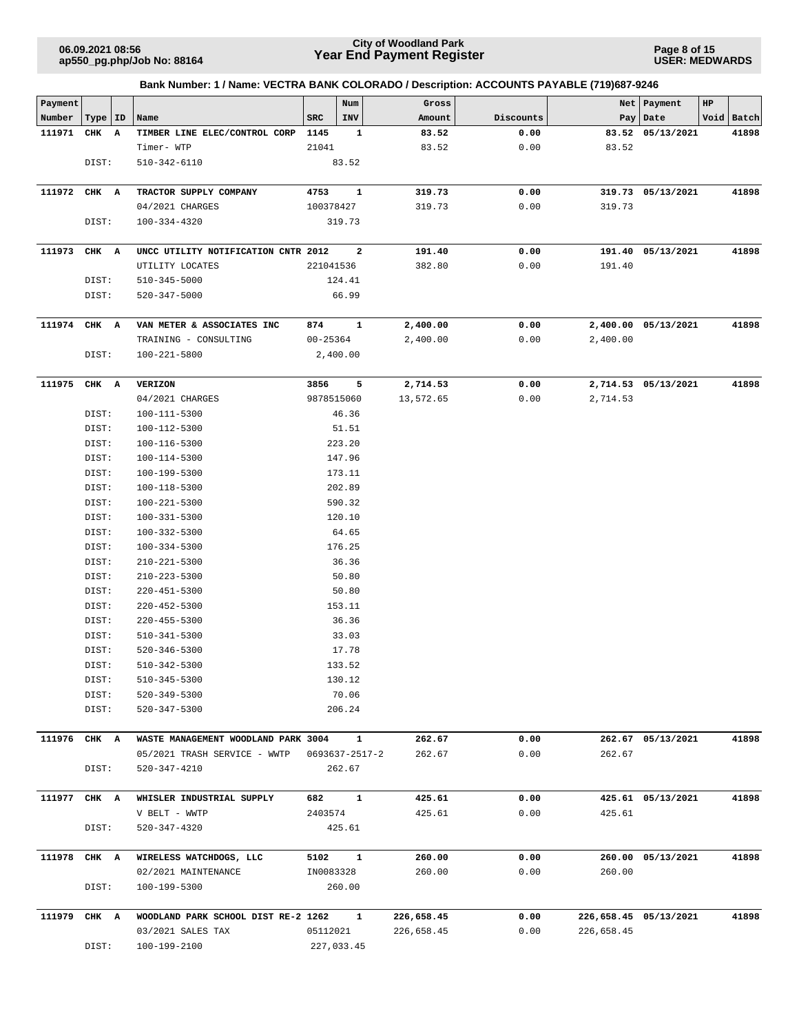**City of Woodland Park**
**Year End Payment Register**

**Bank Number: 1 / Name: VECTRA BANK COLORADO / Description: ACCOUNTS PAYABLE (719)687-9246**

| Payment Number | Type | ID | Name | SRC | Num INV | Gross Amount | Discounts | Net Pay | Payment Date | HP Void | Batch |
|---|---|---|---|---|---|---|---|---|---|---|---|
| **111971** | **CHK** | **A** | **TIMBER LINE ELEC/CONTROL CORP** | **1145** | **1** | **83.52** | **0.00** | **83.52** | **05/13/2021** | | **41898** |
| | | | Timer- WTP | 21041 | | 83.52 | 0.00 | 83.52 | | | |
| | DIST: | | 510-342-6110 | | 83.52 | | | | | | |
| **111972** | **CHK** | **A** | **TRACTOR SUPPLY COMPANY** | **4753** | **1** | **319.73** | **0.00** | **319.73** | **05/13/2021** | | **41898** |
| | | | 04/2021 CHARGES | 100378427 | | 319.73 | 0.00 | 319.73 | | | |
| | DIST: | | 100-334-4320 | | 319.73 | | | | | | |
| **111973** | **CHK** | **A** | **UNCC UTILITY NOTIFICATION CNTR** | **2012** | **2** | **191.40** | **0.00** | **191.40** | **05/13/2021** | | **41898** |
| | | | UTILITY LOCATES | 221041536 | | 382.80 | 0.00 | 191.40 | | | |
| | DIST: | | 510-345-5000 | | 124.41 | | | | | | |
| | DIST: | | 520-347-5000 | | 66.99 | | | | | | |
| **111974** | **CHK** | **A** | **VAN METER & ASSOCIATES INC** | **874** | **1** | **2,400.00** | **0.00** | **2,400.00** | **05/13/2021** | | **41898** |
| | | | TRAINING - CONSULTING | 00-25364 | | 2,400.00 | 0.00 | 2,400.00 | | | |
| | DIST: | | 100-221-5800 | | 2,400.00 | | | | | | |
| **111975** | **CHK** | **A** | **VERIZON** | **3856** | **5** | **2,714.53** | **0.00** | **2,714.53** | **05/13/2021** | | **41898** |
| | | | 04/2021 CHARGES | 9878515060 | | 13,572.65 | 0.00 | 2,714.53 | | | |
| | DIST: | | 100-111-5300 | | 46.36 | | | | | | |
| | DIST: | | 100-112-5300 | | 51.51 | | | | | | |
| | DIST: | | 100-116-5300 | | 223.20 | | | | | | |
| | DIST: | | 100-114-5300 | | 147.96 | | | | | | |
| | DIST: | | 100-199-5300 | | 173.11 | | | | | | |
| | DIST: | | 100-118-5300 | | 202.89 | | | | | | |
| | DIST: | | 100-221-5300 | | 590.32 | | | | | | |
| | DIST: | | 100-331-5300 | | 120.10 | | | | | | |
| | DIST: | | 100-332-5300 | | 64.65 | | | | | | |
| | DIST: | | 100-334-5300 | | 176.25 | | | | | | |
| | DIST: | | 210-221-5300 | | 36.36 | | | | | | |
| | DIST: | | 210-223-5300 | | 50.80 | | | | | | |
| | DIST: | | 220-451-5300 | | 50.80 | | | | | | |
| | DIST: | | 220-452-5300 | | 153.11 | | | | | | |
| | DIST: | | 220-455-5300 | | 36.36 | | | | | | |
| | DIST: | | 510-341-5300 | | 33.03 | | | | | | |
| | DIST: | | 520-346-5300 | | 17.78 | | | | | | |
| | DIST: | | 510-342-5300 | | 133.52 | | | | | | |
| | DIST: | | 510-345-5300 | | 130.12 | | | | | | |
| | DIST: | | 520-349-5300 | | 70.06 | | | | | | |
| | DIST: | | 520-347-5300 | | 206.24 | | | | | | |
| **111976** | **CHK** | **A** | **WASTE MANAGEMENT WOODLAND PARK** | **3004** | **1** | **262.67** | **0.00** | **262.67** | **05/13/2021** | | **41898** |
| | | | 05/2021 TRASH SERVICE - WWTP | 0693637-2517-2 | | 262.67 | 0.00 | 262.67 | | | |
| | DIST: | | 520-347-4210 | | 262.67 | | | | | | |
| **111977** | **CHK** | **A** | **WHISLER INDUSTRIAL SUPPLY** | **682** | **1** | **425.61** | **0.00** | **425.61** | **05/13/2021** | | **41898** |
| | | | V BELT - WWTP | 2403574 | | 425.61 | 0.00 | 425.61 | | | |
| | DIST: | | 520-347-4320 | | 425.61 | | | | | | |
| **111978** | **CHK** | **A** | **WIRELESS WATCHDOGS, LLC** | **5102** | **1** | **260.00** | **0.00** | **260.00** | **05/13/2021** | | **41898** |
| | | | 02/2021 MAINTENANCE | IN0083328 | | 260.00 | 0.00 | 260.00 | | | |
| | DIST: | | 100-199-5300 | | 260.00 | | | | | | |
| **111979** | **CHK** | **A** | **WOODLAND PARK SCHOOL DIST RE-2** | **1262** | **1** | **226,658.45** | **0.00** | **226,658.45** | **05/13/2021** | | **41898** |
| | | | 03/2021 SALES TAX | 05112021 | | 226,658.45 | 0.00 | 226,658.45 | | | |
| | DIST: | | 100-199-2100 | | 227,033.45 | | | | | | |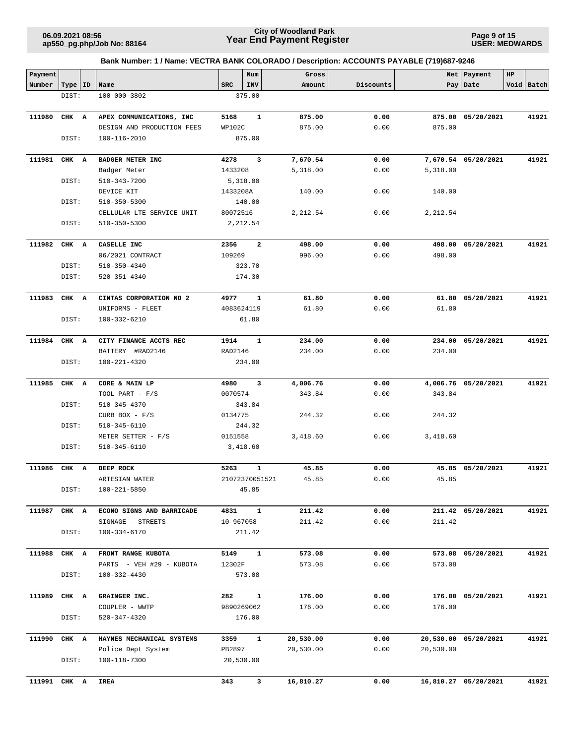## Bank Number: 1 / Name: VECTRA BANK COLORADO / Description: ACCOUNTS PAYABLE (719)687-9246

| Payment Number | Type | ID | Name | SRC | Num INV | Gross Amount | Discounts | Net Pay | Payment Date | HP Void | Batch |
|---|---|---|---|---|---|---|---|---|---|---|---|
| | DIST: | | 100-000-3802 | | 375.00- | | | | | | |
| 111980 | CHK | A | APEX COMMUNICATIONS, INC | 5168 | 1 | 875.00 | 0.00 | 875.00 | 05/20/2021 | | 41921 |
| | | | DESIGN AND PRODUCTION FEES | WP102C | | 875.00 | 0.00 | 875.00 | | | |
| | DIST: | | 100-116-2010 | | 875.00 | | | | | | |
| 111981 | CHK | A | BADGER METER INC | 4278 | 3 | 7,670.54 | 0.00 | 7,670.54 | 05/20/2021 | | 41921 |
| | | | Badger Meter | 1433208 | | 5,318.00 | 0.00 | 5,318.00 | | | |
| | DIST: | | 510-343-7200 | | 5,318.00 | | | | | | |
| | | | DEVICE KIT | 1433208A | | 140.00 | 0.00 | 140.00 | | | |
| | DIST: | | 510-350-5300 | | 140.00 | | | | | | |
| | | | CELLULAR LTE SERVICE UNIT | 80072516 | | 2,212.54 | 0.00 | 2,212.54 | | | |
| | DIST: | | 510-350-5300 | | 2,212.54 | | | | | | |
| 111982 | CHK | A | CASELLE INC | 2356 | 2 | 498.00 | 0.00 | 498.00 | 05/20/2021 | | 41921 |
| | | | 06/2021 CONTRACT | 109269 | | 996.00 | 0.00 | 498.00 | | | |
| | DIST: | | 510-350-4340 | | 323.70 | | | | | | |
| | DIST: | | 520-351-4340 | | 174.30 | | | | | | |
| 111983 | CHK | A | CINTAS CORPORATION NO 2 | 4977 | 1 | 61.80 | 0.00 | 61.80 | 05/20/2021 | | 41921 |
| | | | UNIFORMS - FLEET | 4083624119 | | 61.80 | 0.00 | 61.80 | | | |
| | DIST: | | 100-332-6210 | | 61.80 | | | | | | |
| 111984 | CHK | A | CITY FINANCE ACCTS REC | 1914 | 1 | 234.00 | 0.00 | 234.00 | 05/20/2021 | | 41921 |
| | | | BATTERY #RAD2146 | RAD2146 | | 234.00 | 0.00 | 234.00 | | | |
| | DIST: | | 100-221-4320 | | 234.00 | | | | | | |
| 111985 | CHK | A | CORE & MAIN LP | 4980 | 3 | 4,006.76 | 0.00 | 4,006.76 | 05/20/2021 | | 41921 |
| | | | TOOL PART - F/S | 0070574 | | 343.84 | 0.00 | 343.84 | | | |
| | DIST: | | 510-345-4370 | | 343.84 | | | | | | |
| | | | CURB BOX - F/S | 0134775 | | 244.32 | 0.00 | 244.32 | | | |
| | DIST: | | 510-345-6110 | | 244.32 | | | | | | |
| | | | METER SETTER - F/S | 0151558 | | 3,418.60 | 0.00 | 3,418.60 | | | |
| | DIST: | | 510-345-6110 | | 3,418.60 | | | | | | |
| 111986 | CHK | A | DEEP ROCK | 5263 | 1 | 45.85 | 0.00 | 45.85 | 05/20/2021 | | 41921 |
| | | | ARTESIAN WATER | 21072370051521 | | 45.85 | 0.00 | 45.85 | | | |
| | DIST: | | 100-221-5850 | | 45.85 | | | | | | |
| 111987 | CHK | A | ECONO SIGNS AND BARRICADE | 4831 | 1 | 211.42 | 0.00 | 211.42 | 05/20/2021 | | 41921 |
| | | | SIGNAGE - STREETS | 10-967058 | | 211.42 | 0.00 | 211.42 | | | |
| | DIST: | | 100-334-6170 | | 211.42 | | | | | | |
| 111988 | CHK | A | FRONT RANGE KUBOTA | 5149 | 1 | 573.08 | 0.00 | 573.08 | 05/20/2021 | | 41921 |
| | | | PARTS - VEH #29 - KUBOTA | 12302F | | 573.08 | 0.00 | 573.08 | | | |
| | DIST: | | 100-332-4430 | | 573.08 | | | | | | |
| 111989 | CHK | A | GRAINGER INC. | 282 | 1 | 176.00 | 0.00 | 176.00 | 05/20/2021 | | 41921 |
| | | | COUPLER - WWTP | 9890269062 | | 176.00 | 0.00 | 176.00 | | | |
| | DIST: | | 520-347-4320 | | 176.00 | | | | | | |
| 111990 | CHK | A | HAYNES MECHANICAL SYSTEMS | 3359 | 1 | 20,530.00 | 0.00 | 20,530.00 | 05/20/2021 | | 41921 |
| | | | Police Dept System | PB2897 | | 20,530.00 | 0.00 | 20,530.00 | | | |
| | DIST: | | 100-118-7300 | | 20,530.00 | | | | | | |
| 111991 | CHK | A | IREA | 343 | 3 | 16,810.27 | 0.00 | 16,810.27 | 05/20/2021 | | 41921 |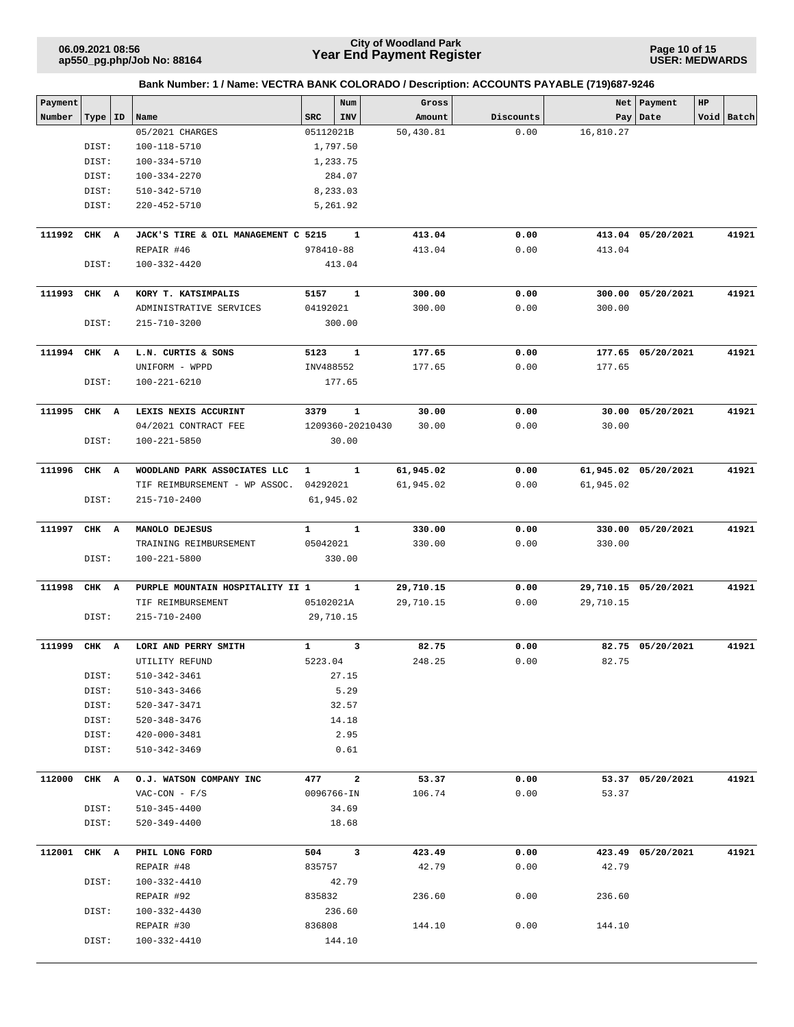**City of Woodland Park**
**Year End Payment Register**

**Bank Number: 1 / Name: VECTRA BANK COLORADO / Description: ACCOUNTS PAYABLE (719)687-9246**

| Payment Number | Type | ID | Name | SRC | Num INV | Gross Amount | Discounts | Net Pay | Payment Date | HP Void | Batch |
|---|---|---|---|---|---|---|---|---|---|---|---|
| | | | 05/2021 CHARGES | 05112021B | | 50,430.81 | 0.00 | 16,810.27 | | | |
| | DIST: | | 100-118-5710 | 1,797.50 | | | | | | | |
| | DIST: | | 100-334-5710 | 1,233.75 | | | | | | | |
| | DIST: | | 100-334-2270 | 284.07 | | | | | | | |
| | DIST: | | 510-342-5710 | 8,233.03 | | | | | | | |
| | DIST: | | 220-452-5710 | 5,261.92 | | | | | | | |
| **111992** | **CHK** | **A** | **JACK'S TIRE & OIL MANAGEMENT C** | **5215** | **1** | **413.04** | **0.00** | **413.04** | **05/20/2021** | | **41921** |
| | | | REPAIR #46 | 978410-88 | | 413.04 | 0.00 | 413.04 | | | |
| | DIST: | | 100-332-4420 | 413.04 | | | | | | | |
| **111993** | **CHK** | **A** | **KORY T. KATSIMPALIS** | **5157** | **1** | **300.00** | **0.00** | **300.00** | **05/20/2021** | | **41921** |
| | | | ADMINISTRATIVE SERVICES | 04192021 | | 300.00 | 0.00 | 300.00 | | | |
| | DIST: | | 215-710-3200 | 300.00 | | | | | | | |
| **111994** | **CHK** | **A** | **L.N. CURTIS & SONS** | **5123** | **1** | **177.65** | **0.00** | **177.65** | **05/20/2021** | | **41921** |
| | | | UNIFORM - WPPD | INV488552 | | 177.65 | 0.00 | 177.65 | | | |
| | DIST: | | 100-221-6210 | 177.65 | | | | | | | |
| **111995** | **CHK** | **A** | **LEXIS NEXIS ACCURINT** | **3379** | **1** | **30.00** | **0.00** | **30.00** | **05/20/2021** | | **41921** |
| | | | 04/2021 CONTRACT FEE | 1209360-20210430 | | 30.00 | 0.00 | 30.00 | | | |
| | DIST: | | 100-221-5850 | 30.00 | | | | | | | |
| **111996** | **CHK** | **A** | **WOODLAND PARK ASSOCIATES LLC** | **1** | **1** | **61,945.02** | **0.00** | **61,945.02** | **05/20/2021** | | **41921** |
| | | | TIF REIMBURSEMENT - WP ASSOC. | 04292021 | | 61,945.02 | 0.00 | 61,945.02 | | | |
| | DIST: | | 215-710-2400 | 61,945.02 | | | | | | | |
| **111997** | **CHK** | **A** | **MANOLO DEJESUS** | **1** | **1** | **330.00** | **0.00** | **330.00** | **05/20/2021** | | **41921** |
| | | | TRAINING REIMBURSEMENT | 05042021 | | 330.00 | 0.00 | 330.00 | | | |
| | DIST: | | 100-221-5800 | 330.00 | | | | | | | |
| **111998** | **CHK** | **A** | **PURPLE MOUNTAIN HOSPITALITY II** | **1** | **1** | **29,710.15** | **0.00** | **29,710.15** | **05/20/2021** | | **41921** |
| | | | TIF REIMBURSEMENT | 05102021A | | 29,710.15 | 0.00 | 29,710.15 | | | |
| | DIST: | | 215-710-2400 | 29,710.15 | | | | | | | |
| **111999** | **CHK** | **A** | **LORI AND PERRY SMITH** | **1** | **3** | **82.75** | **0.00** | **82.75** | **05/20/2021** | | **41921** |
| | | | UTILITY REFUND | 5223.04 | | 248.25 | 0.00 | 82.75 | | | |
| | DIST: | | 510-342-3461 | 27.15 | | | | | | | |
| | DIST: | | 510-343-3466 | 5.29 | | | | | | | |
| | DIST: | | 520-347-3471 | 32.57 | | | | | | | |
| | DIST: | | 520-348-3476 | 14.18 | | | | | | | |
| | DIST: | | 420-000-3481 | 2.95 | | | | | | | |
| | DIST: | | 510-342-3469 | 0.61 | | | | | | | |
| **112000** | **CHK** | **A** | **O.J. WATSON COMPANY INC** | **477** | **2** | **53.37** | **0.00** | **53.37** | **05/20/2021** | | **41921** |
| | | | VAC-CON - F/S | 0096766-IN | | 106.74 | 0.00 | 53.37 | | | |
| | DIST: | | 510-345-4400 | 34.69 | | | | | | | |
| | DIST: | | 520-349-4400 | 18.68 | | | | | | | |
| **112001** | **CHK** | **A** | **PHIL LONG FORD** | **504** | **3** | **423.49** | **0.00** | **423.49** | **05/20/2021** | | **41921** |
| | | | REPAIR #48 | 835757 | | 42.79 | 0.00 | 42.79 | | | |
| | DIST: | | 100-332-4410 | 42.79 | | | | | | | |
| | | | REPAIR #92 | 835832 | | 236.60 | 0.00 | 236.60 | | | |
| | DIST: | | 100-332-4430 | 236.60 | | | | | | | |
| | | | REPAIR #30 | 836808 | | 144.10 | 0.00 | 144.10 | | | |
| | DIST: | | 100-332-4410 | 144.10 | | | | | | | |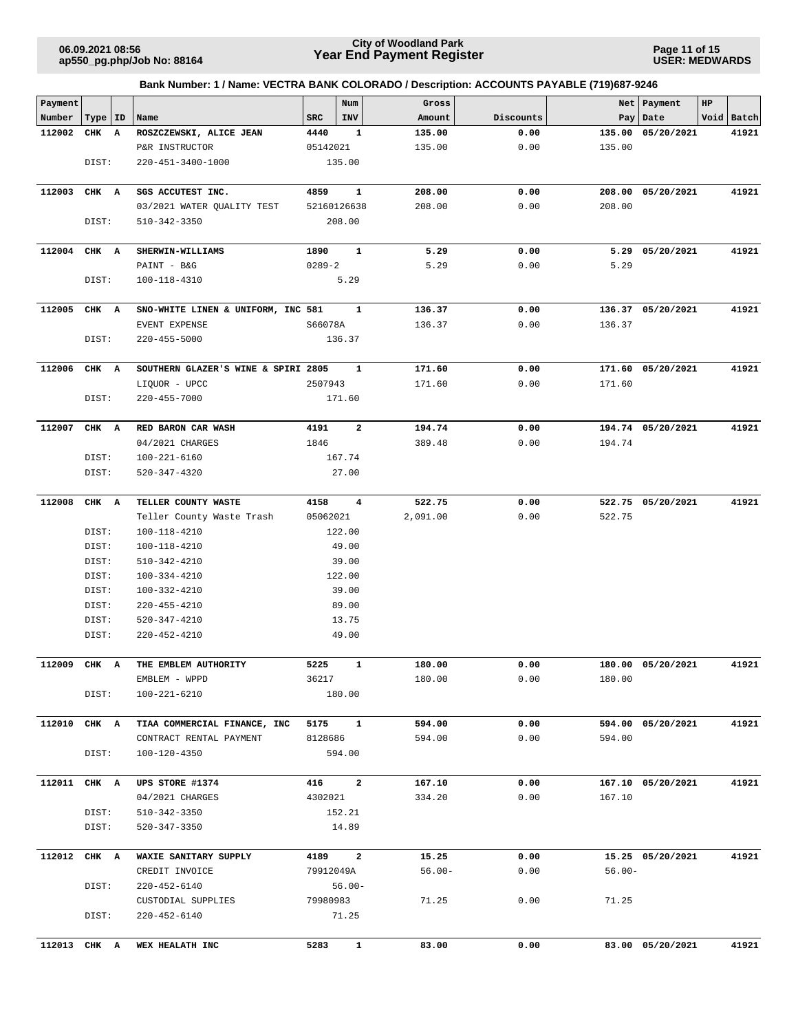**City of Woodland Park**
# Year End Payment Register

06.09.2021 08:56
ap550_pg.php/Job No: 88164

USER: MEDWARDS

## Bank Number: 1 / Name: VECTRA BANK COLORADO / Description: ACCOUNTS PAYABLE (719)687-9246

| Payment Number | Type | ID | Name | SRC | Num INV | Gross Amount | Discounts | Net Pay | Payment Date | HP Void | Batch |
|---|---|---|---|---|---|---|---|---|---|---|---|
| **112002** | **CHK** | **A** | **ROSZCZEWSKI, ALICE JEAN** | **4440** | **1** | **135.00** | **0.00** | **135.00** | **05/20/2021** | | **41921** |
| | | | P&R INSTRUCTOR | 05142021 | | 135.00 | 0.00 | 135.00 | | | |
| | DIST: | | 220-451-3400-1000 | | 135.00 | | | | | | |
| **112003** | **CHK** | **A** | **SGS ACCUTEST INC.** | **4859** | **1** | **208.00** | **0.00** | **208.00** | **05/20/2021** | | **41921** |
| | | | 03/2021 WATER QUALITY TEST | 52160126638 | | 208.00 | 0.00 | 208.00 | | | |
| | DIST: | | 510-342-3350 | | 208.00 | | | | | | |
| **112004** | **CHK** | **A** | **SHERWIN-WILLIAMS** | **1890** | **1** | **5.29** | **0.00** | **5.29** | **05/20/2021** | | **41921** |
| | | | PAINT - B&G | 0289-2 | | 5.29 | 0.00 | 5.29 | | | |
| | DIST: | | 100-118-4310 | | 5.29 | | | | | | |
| **112005** | **CHK** | **A** | **SNO-WHITE LINEN & UNIFORM, INC** | **581** | **1** | **136.37** | **0.00** | **136.37** | **05/20/2021** | | **41921** |
| | | | EVENT EXPENSE | S66078A | | 136.37 | 0.00 | 136.37 | | | |
| | DIST: | | 220-455-5000 | | 136.37 | | | | | | |
| **112006** | **CHK** | **A** | **SOUTHERN GLAZER'S WINE & SPIRI** | **2805** | **1** | **171.60** | **0.00** | **171.60** | **05/20/2021** | | **41921** |
| | | | LIQUOR - UPCC | 2507943 | | 171.60 | 0.00 | 171.60 | | | |
| | DIST: | | 220-455-7000 | | 171.60 | | | | | | |
| **112007** | **CHK** | **A** | **RED BARON CAR WASH** | **4191** | **2** | **194.74** | **0.00** | **194.74** | **05/20/2021** | | **41921** |
| | | | 04/2021 CHARGES | 1846 | | 389.48 | 0.00 | 194.74 | | | |
| | DIST: | | 100-221-6160 | | 167.74 | | | | | | |
| | DIST: | | 520-347-4320 | | 27.00 | | | | | | |
| **112008** | **CHK** | **A** | **TELLER COUNTY WASTE** | **4158** | **4** | **522.75** | **0.00** | **522.75** | **05/20/2021** | | **41921** |
| | | | Teller County Waste Trash | 05062021 | | 2,091.00 | 0.00 | 522.75 | | | |
| | DIST: | | 100-118-4210 | | 122.00 | | | | | | |
| | DIST: | | 100-118-4210 | | 49.00 | | | | | | |
| | DIST: | | 510-342-4210 | | 39.00 | | | | | | |
| | DIST: | | 100-334-4210 | | 122.00 | | | | | | |
| | DIST: | | 100-332-4210 | | 39.00 | | | | | | |
| | DIST: | | 220-455-4210 | | 89.00 | | | | | | |
| | DIST: | | 520-347-4210 | | 13.75 | | | | | | |
| | DIST: | | 220-452-4210 | | 49.00 | | | | | | |
| **112009** | **CHK** | **A** | **THE EMBLEM AUTHORITY** | **5225** | **1** | **180.00** | **0.00** | **180.00** | **05/20/2021** | | **41921** |
| | | | EMBLEM - WPPD | 36217 | | 180.00 | 0.00 | 180.00 | | | |
| | DIST: | | 100-221-6210 | | 180.00 | | | | | | |
| **112010** | **CHK** | **A** | **TIAA COMMERCIAL FINANCE, INC** | **5175** | **1** | **594.00** | **0.00** | **594.00** | **05/20/2021** | | **41921** |
| | | | CONTRACT RENTAL PAYMENT | 8128686 | | 594.00 | 0.00 | 594.00 | | | |
| | DIST: | | 100-120-4350 | | 594.00 | | | | | | |
| **112011** | **CHK** | **A** | **UPS STORE #1374** | **416** | **2** | **167.10** | **0.00** | **167.10** | **05/20/2021** | | **41921** |
| | | | 04/2021 CHARGES | 4302021 | | 334.20 | 0.00 | 167.10 | | | |
| | DIST: | | 510-342-3350 | | 152.21 | | | | | | |
| | DIST: | | 520-347-3350 | | 14.89 | | | | | | |
| **112012** | **CHK** | **A** | **WAXIE SANITARY SUPPLY** | **4189** | **2** | **15.25** | **0.00** | **15.25** | **05/20/2021** | | **41921** |
| | | | CREDIT INVOICE | 79912049A | | 56.00- | 0.00 | 56.00- | | | |
| | DIST: | | 220-452-6140 | | 56.00- | | | | | | |
| | | | CUSTODIAL SUPPLIES | 79980983 | | 71.25 | 0.00 | 71.25 | | | |
| | DIST: | | 220-452-6140 | | 71.25 | | | | | | |
| **112013** | **CHK** | **A** | **WEX HEALATH INC** | **5283** | **1** | **83.00** | **0.00** | **83.00** | **05/20/2021** | | **41921** |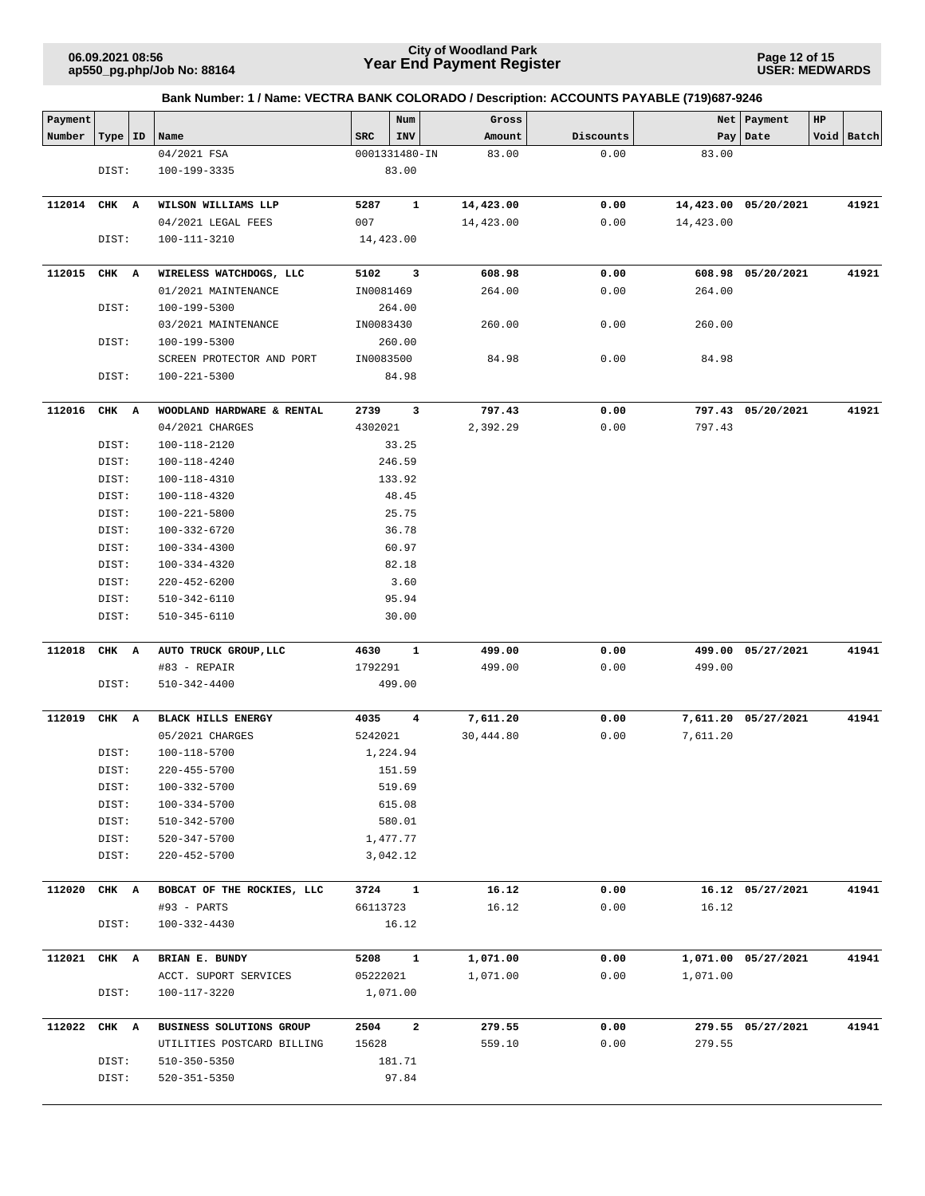**Bank Number: 1 / Name: VECTRA BANK COLORADO / Description: ACCOUNTS PAYABLE (719)687-9246**

| Payment Number | Type | ID | Name | SRC | Num INV | Gross Amount | Discounts | Net Pay | Payment Date | HP Void | Batch |
|---|---|---|---|---|---|---|---|---|---|---|---|
| | | | 04/2021 FSA | 0001331480-IN | | 83.00 | 0.00 | 83.00 | | | |
| | DIST: | | 100-199-3335 | | 83.00 | | | | | | |
| **112014** | **CHK** | **A** | **WILSON WILLIAMS LLP** | **5287** | **1** | **14,423.00** | **0.00** | **14,423.00** | **05/20/2021** | | **41921** |
| | | | 04/2021 LEGAL FEES | 007 | | 14,423.00 | 0.00 | 14,423.00 | | | |
| | DIST: | | 100-111-3210 | | 14,423.00 | | | | | | |
| **112015** | **CHK** | **A** | **WIRELESS WATCHDOGS, LLC** | **5102** | **3** | **608.98** | **0.00** | **608.98** | **05/20/2021** | | **41921** |
| | | | 01/2021 MAINTENANCE | IN0081469 | | 264.00 | 0.00 | 264.00 | | | |
| | DIST: | | 100-199-5300 | | 264.00 | | | | | | |
| | | | 03/2021 MAINTENANCE | IN0083430 | | 260.00 | 0.00 | 260.00 | | | |
| | DIST: | | 100-199-5300 | | 260.00 | | | | | | |
| | | | SCREEN PROTECTOR AND PORT | IN0083500 | | 84.98 | 0.00 | 84.98 | | | |
| | DIST: | | 100-221-5300 | | 84.98 | | | | | | |
| **112016** | **CHK** | **A** | **WOODLAND HARDWARE & RENTAL** | **2739** | **3** | **797.43** | **0.00** | **797.43** | **05/20/2021** | | **41921** |
| | | | 04/2021 CHARGES | 4302021 | | 2,392.29 | 0.00 | 797.43 | | | |
| | DIST: | | 100-118-2120 | | 33.25 | | | | | | |
| | DIST: | | 100-118-4240 | | 246.59 | | | | | | |
| | DIST: | | 100-118-4310 | | 133.92 | | | | | | |
| | DIST: | | 100-118-4320 | | 48.45 | | | | | | |
| | DIST: | | 100-221-5800 | | 25.75 | | | | | | |
| | DIST: | | 100-332-6720 | | 36.78 | | | | | | |
| | DIST: | | 100-334-4300 | | 60.97 | | | | | | |
| | DIST: | | 100-334-4320 | | 82.18 | | | | | | |
| | DIST: | | 220-452-6200 | | 3.60 | | | | | | |
| | DIST: | | 510-342-6110 | | 95.94 | | | | | | |
| | DIST: | | 510-345-6110 | | 30.00 | | | | | | |
| **112018** | **CHK** | **A** | **AUTO TRUCK GROUP,LLC** | **4630** | **1** | **499.00** | **0.00** | **499.00** | **05/27/2021** | | **41941** |
| | | | #83 - REPAIR | 1792291 | | 499.00 | 0.00 | 499.00 | | | |
| | DIST: | | 510-342-4400 | | 499.00 | | | | | | |
| **112019** | **CHK** | **A** | **BLACK HILLS ENERGY** | **4035** | **4** | **7,611.20** | **0.00** | **7,611.20** | **05/27/2021** | | **41941** |
| | | | 05/2021 CHARGES | 5242021 | | 30,444.80 | 0.00 | 7,611.20 | | | |
| | DIST: | | 100-118-5700 | | 1,224.94 | | | | | | |
| | DIST: | | 220-455-5700 | | 151.59 | | | | | | |
| | DIST: | | 100-332-5700 | | 519.69 | | | | | | |
| | DIST: | | 100-334-5700 | | 615.08 | | | | | | |
| | DIST: | | 510-342-5700 | | 580.01 | | | | | | |
| | DIST: | | 520-347-5700 | | 1,477.77 | | | | | | |
| | DIST: | | 220-452-5700 | | 3,042.12 | | | | | | |
| **112020** | **CHK** | **A** | **BOBCAT OF THE ROCKIES, LLC** | **3724** | **1** | **16.12** | **0.00** | **16.12** | **05/27/2021** | | **41941** |
| | | | #93 - PARTS | 66113723 | | 16.12 | 0.00 | 16.12 | | | |
| | DIST: | | 100-332-4430 | | 16.12 | | | | | | |
| **112021** | **CHK** | **A** | **BRIAN E. BUNDY** | **5208** | **1** | **1,071.00** | **0.00** | **1,071.00** | **05/27/2021** | | **41941** |
| | | | ACCT. SUPORT SERVICES | 05222021 | | 1,071.00 | 0.00 | 1,071.00 | | | |
| | DIST: | | 100-117-3220 | | 1,071.00 | | | | | | |
| **112022** | **CHK** | **A** | **BUSINESS SOLUTIONS GROUP** | **2504** | **2** | **279.55** | **0.00** | **279.55** | **05/27/2021** | | **41941** |
| | | | UTILITIES POSTCARD BILLING | 15628 | | 559.10 | 0.00 | 279.55 | | | |
| | DIST: | | 510-350-5350 | | 181.71 | | | | | | |
| | DIST: | | 520-351-5350 | | 97.84 | | | | | | |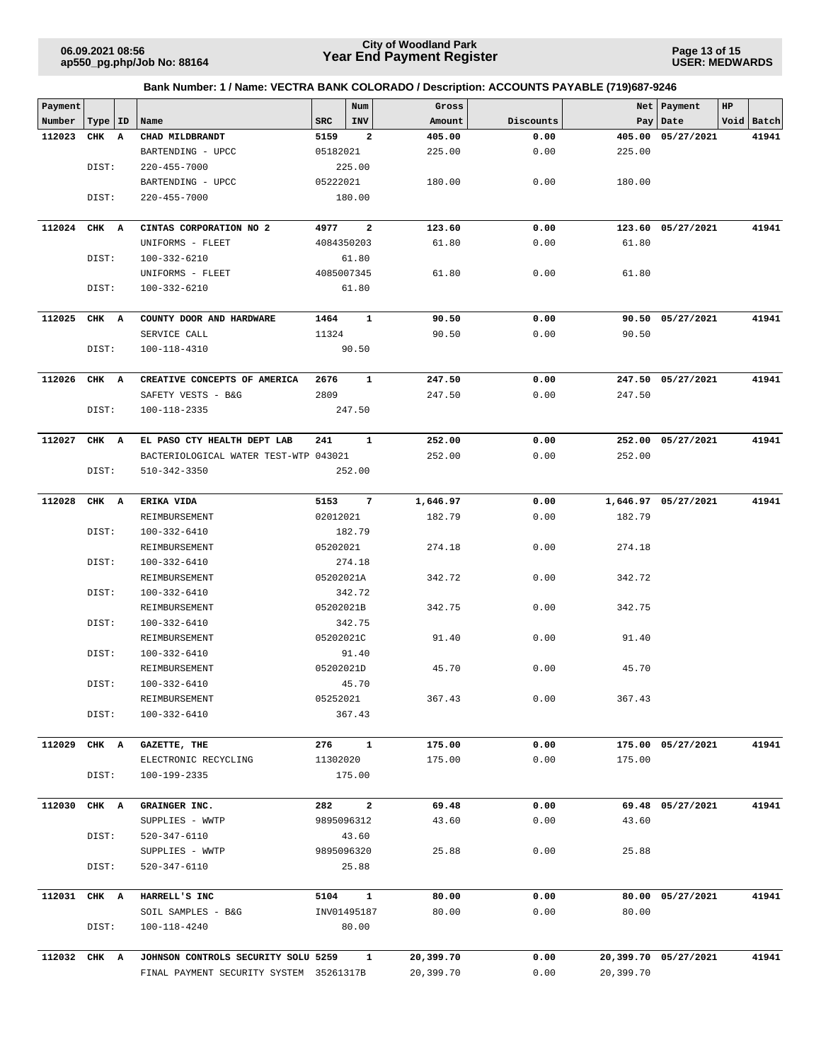**City of Woodland Park**
**Year End Payment Register**

06.09.2021 08:56
ap550_pg.php/Job No: 88164

USER: MEDWARDS

### Bank Number: 1 / Name: VECTRA BANK COLORADO / Description: ACCOUNTS PAYABLE (719)687-9246

| Payment Number | Type | ID | Name | SRC | Num INV | Gross Amount | Discounts | Net Pay | Payment Date | HP Void | Batch |
|---|---|---|---|---|---|---|---|---|---|---|---|
| **112023** | **CHK** | **A** | **CHAD MILDBRANDT** | **5159** | **2** | **405.00** | **0.00** | **405.00** | **05/27/2021** | | **41941** |
| | | | BARTENDING - UPCC | 05182021 | | 225.00 | 0.00 | 225.00 | | | |
| | DIST: | | 220-455-7000 | | 225.00 | | | | | | |
| | | | BARTENDING - UPCC | 05222021 | | 180.00 | 0.00 | 180.00 | | | |
| | DIST: | | 220-455-7000 | | 180.00 | | | | | | |
| **112024** | **CHK** | **A** | **CINTAS CORPORATION NO 2** | **4977** | **2** | **123.60** | **0.00** | **123.60** | **05/27/2021** | | **41941** |
| | | | UNIFORMS - FLEET | 4084350203 | | 61.80 | 0.00 | 61.80 | | | |
| | DIST: | | 100-332-6210 | | 61.80 | | | | | | |
| | | | UNIFORMS - FLEET | 4085007345 | | 61.80 | 0.00 | 61.80 | | | |
| | DIST: | | 100-332-6210 | | 61.80 | | | | | | |
| **112025** | **CHK** | **A** | **COUNTY DOOR AND HARDWARE** | **1464** | **1** | **90.50** | **0.00** | **90.50** | **05/27/2021** | | **41941** |
| | | | SERVICE CALL | 11324 | | 90.50 | 0.00 | 90.50 | | | |
| | DIST: | | 100-118-4310 | | 90.50 | | | | | | |
| **112026** | **CHK** | **A** | **CREATIVE CONCEPTS OF AMERICA** | **2676** | **1** | **247.50** | **0.00** | **247.50** | **05/27/2021** | | **41941** |
| | | | SAFETY VESTS - B&G | 2809 | | 247.50 | 0.00 | 247.50 | | | |
| | DIST: | | 100-118-2335 | | 247.50 | | | | | | |
| **112027** | **CHK** | **A** | **EL PASO CTY HEALTH DEPT LAB** | **241** | **1** | **252.00** | **0.00** | **252.00** | **05/27/2021** | | **41941** |
| | | | BACTERIOLOGICAL WATER TEST-WTP | 043021 | | 252.00 | 0.00 | 252.00 | | | |
| | DIST: | | 510-342-3350 | | 252.00 | | | | | | |
| **112028** | **CHK** | **A** | **ERIKA VIDA** | **5153** | **7** | **1,646.97** | **0.00** | **1,646.97** | **05/27/2021** | | **41941** |
| | | | REIMBURSEMENT | 02012021 | | 182.79 | 0.00 | 182.79 | | | |
| | DIST: | | 100-332-6410 | | 182.79 | | | | | | |
| | | | REIMBURSEMENT | 05202021 | | 274.18 | 0.00 | 274.18 | | | |
| | DIST: | | 100-332-6410 | | 274.18 | | | | | | |
| | | | REIMBURSEMENT | 05202021A | | 342.72 | 0.00 | 342.72 | | | |
| | DIST: | | 100-332-6410 | | 342.72 | | | | | | |
| | | | REIMBURSEMENT | 05202021B | | 342.75 | 0.00 | 342.75 | | | |
| | DIST: | | 100-332-6410 | | 342.75 | | | | | | |
| | | | REIMBURSEMENT | 05202021C | | 91.40 | 0.00 | 91.40 | | | |
| | DIST: | | 100-332-6410 | | 91.40 | | | | | | |
| | | | REIMBURSEMENT | 05202021D | | 45.70 | 0.00 | 45.70 | | | |
| | DIST: | | 100-332-6410 | | 45.70 | | | | | | |
| | | | REIMBURSEMENT | 05252021 | | 367.43 | 0.00 | 367.43 | | | |
| | DIST: | | 100-332-6410 | | 367.43 | | | | | | |
| **112029** | **CHK** | **A** | **GAZETTE, THE** | **276** | **1** | **175.00** | **0.00** | **175.00** | **05/27/2021** | | **41941** |
| | | | ELECTRONIC RECYCLING | 11302020 | | 175.00 | 0.00 | 175.00 | | | |
| | DIST: | | 100-199-2335 | | 175.00 | | | | | | |
| **112030** | **CHK** | **A** | **GRAINGER INC.** | **282** | **2** | **69.48** | **0.00** | **69.48** | **05/27/2021** | | **41941** |
| | | | SUPPLIES - WWTP | 9895096312 | | 43.60 | 0.00 | 43.60 | | | |
| | DIST: | | 520-347-6110 | | 43.60 | | | | | | |
| | | | SUPPLIES - WWTP | 9895096320 | | 25.88 | 0.00 | 25.88 | | | |
| | DIST: | | 520-347-6110 | | 25.88 | | | | | | |
| **112031** | **CHK** | **A** | **HARRELL'S INC** | **5104** | **1** | **80.00** | **0.00** | **80.00** | **05/27/2021** | | **41941** |
| | | | SOIL SAMPLES - B&G | INV01495187 | | 80.00 | 0.00 | 80.00 | | | |
| | DIST: | | 100-118-4240 | | 80.00 | | | | | | |
| **112032** | **CHK** | **A** | **JOHNSON CONTROLS SECURITY SOLU** | **5259** | **1** | **20,399.70** | **0.00** | **20,399.70** | **05/27/2021** | | **41941** |
| | | | FINAL PAYMENT SECURITY SYSTEM | 35261317B | | 20,399.70 | 0.00 | 20,399.70 | | | |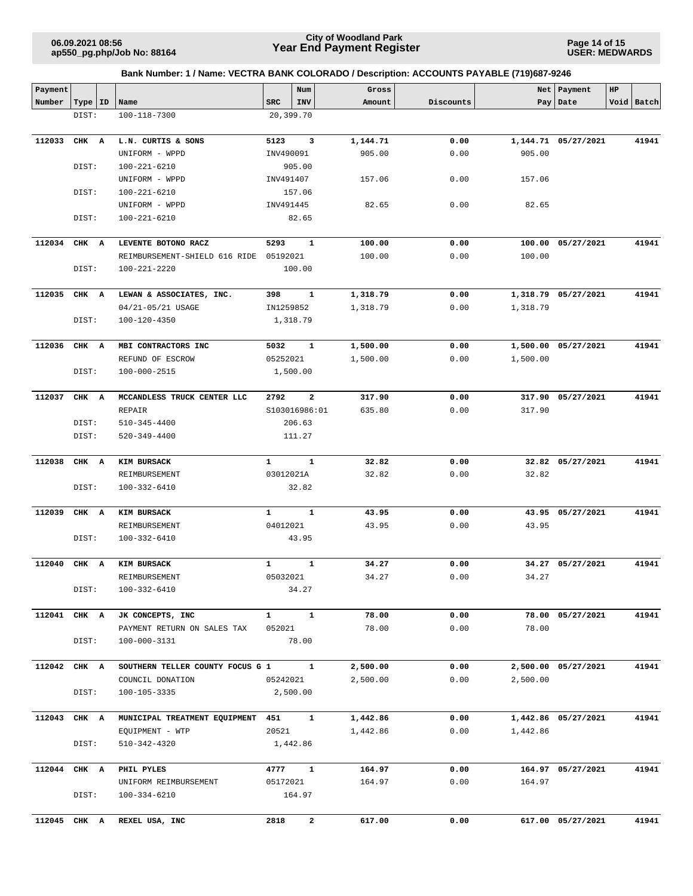**City of Woodland Park**
**Year End Payment Register**

06.09.2021 08:56
ap550_pg.php/Job No: 88164

USER: MEDWARDS

**Bank Number: 1 / Name: VECTRA BANK COLORADO / Description: ACCOUNTS PAYABLE (719)687-9246**

| Payment Number | Type | ID | Name | SRC | Num INV | Gross Amount | Discounts | Net Pay | Payment Date | HP Void | Batch |
|---|---|---|---|---|---|---|---|---|---|---|---|
| | DIST: | | 100-118-7300 | 20,399.70 | | | | | | | |
| 112033 | CHK | A | L.N. CURTIS & SONS | 5123 | 3 | 1,144.71 | 0.00 | 1,144.71 | 05/27/2021 | | 41941 |
| | | | UNIFORM - WPPD | INV490091 | | 905.00 | 0.00 | 905.00 | | | |
| | DIST: | | 100-221-6210 | 905.00 | | | | | | | |
| | | | UNIFORM - WPPD | INV491407 | | 157.06 | 0.00 | 157.06 | | | |
| | DIST: | | 100-221-6210 | 157.06 | | | | | | | |
| | | | UNIFORM - WPPD | INV491445 | | 82.65 | 0.00 | 82.65 | | | |
| | DIST: | | 100-221-6210 | 82.65 | | | | | | | |
| 112034 | CHK | A | LEVENTE BOTONO RACZ | 5293 | 1 | 100.00 | 0.00 | 100.00 | 05/27/2021 | | 41941 |
| | | | REIMBURSEMENT-SHIELD 616 RIDE | 05192021 | | 100.00 | 0.00 | 100.00 | | | |
| | DIST: | | 100-221-2220 | 100.00 | | | | | | | |
| 112035 | CHK | A | LEWAN & ASSOCIATES, INC. | 398 | 1 | 1,318.79 | 0.00 | 1,318.79 | 05/27/2021 | | 41941 |
| | | | 04/21-05/21 USAGE | IN1259852 | | 1,318.79 | 0.00 | 1,318.79 | | | |
| | DIST: | | 100-120-4350 | 1,318.79 | | | | | | | |
| 112036 | CHK | A | MBI CONTRACTORS INC | 5032 | 1 | 1,500.00 | 0.00 | 1,500.00 | 05/27/2021 | | 41941 |
| | | | REFUND OF ESCROW | 05252021 | | 1,500.00 | 0.00 | 1,500.00 | | | |
| | DIST: | | 100-000-2515 | 1,500.00 | | | | | | | |
| 112037 | CHK | A | MCCANDLESS TRUCK CENTER LLC | 2792 | 2 | 317.90 | 0.00 | 317.90 | 05/27/2021 | | 41941 |
| | | | REPAIR | S103016986:01 | | 635.80 | 0.00 | 317.90 | | | |
| | DIST: | | 510-345-4400 | 206.63 | | | | | | | |
| | DIST: | | 520-349-4400 | 111.27 | | | | | | | |
| 112038 | CHK | A | KIM BURSACK | 1 | 1 | 32.82 | 0.00 | 32.82 | 05/27/2021 | | 41941 |
| | | | REIMBURSEMENT | 03012021A | | 32.82 | 0.00 | 32.82 | | | |
| | DIST: | | 100-332-6410 | 32.82 | | | | | | | |
| 112039 | CHK | A | KIM BURSACK | 1 | 1 | 43.95 | 0.00 | 43.95 | 05/27/2021 | | 41941 |
| | | | REIMBURSEMENT | 04012021 | | 43.95 | 0.00 | 43.95 | | | |
| | DIST: | | 100-332-6410 | 43.95 | | | | | | | |
| 112040 | CHK | A | KIM BURSACK | 1 | 1 | 34.27 | 0.00 | 34.27 | 05/27/2021 | | 41941 |
| | | | REIMBURSEMENT | 05032021 | | 34.27 | 0.00 | 34.27 | | | |
| | DIST: | | 100-332-6410 | 34.27 | | | | | | | |
| 112041 | CHK | A | JK CONCEPTS, INC | 1 | 1 | 78.00 | 0.00 | 78.00 | 05/27/2021 | | 41941 |
| | | | PAYMENT RETURN ON SALES TAX | 052021 | | 78.00 | 0.00 | 78.00 | | | |
| | DIST: | | 100-000-3131 | 78.00 | | | | | | | |
| 112042 | CHK | A | SOUTHERN TELLER COUNTY FOCUS G | 1 | 1 | 2,500.00 | 0.00 | 2,500.00 | 05/27/2021 | | 41941 |
| | | | COUNCIL DONATION | 05242021 | | 2,500.00 | 0.00 | 2,500.00 | | | |
| | DIST: | | 100-105-3335 | 2,500.00 | | | | | | | |
| 112043 | CHK | A | MUNICIPAL TREATMENT EQUIPMENT | 451 | 1 | 1,442.86 | 0.00 | 1,442.86 | 05/27/2021 | | 41941 |
| | | | EQUIPMENT - WTP | 20521 | | 1,442.86 | 0.00 | 1,442.86 | | | |
| | DIST: | | 510-342-4320 | 1,442.86 | | | | | | | |
| 112044 | CHK | A | PHIL PYLES | 4777 | 1 | 164.97 | 0.00 | 164.97 | 05/27/2021 | | 41941 |
| | | | UNIFORM REIMBURSEMENT | 05172021 | | 164.97 | 0.00 | 164.97 | | | |
| | DIST: | | 100-334-6210 | 164.97 | | | | | | | |
| 112045 | CHK | A | REXEL USA, INC | 2818 | 2 | 617.00 | 0.00 | 617.00 | 05/27/2021 | | 41941 |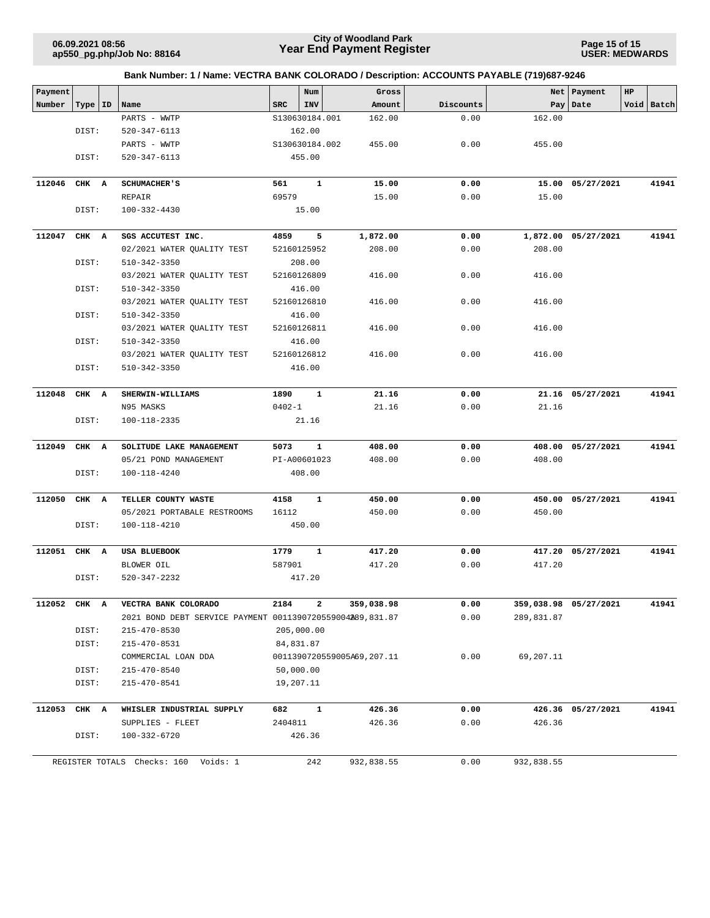## Bank Number: 1 / Name: VECTRA BANK COLORADO / Description: ACCOUNTS PAYABLE (719)687-9246

| Payment Number | Type | ID | Name | SRC | Num INV | Gross Amount | Discounts | Net Pay | Payment Date | HP Void | Batch |
|---|---|---|---|---|---|---|---|---|---|---|---|
| | | | PARTS - WWTP | S130630184.001 | | 162.00 | 0.00 | 162.00 | | | |
| | DIST: | | 520-347-6113 | | 162.00 | | | | | | |
| | | | PARTS - WWTP | S130630184.002 | | 455.00 | 0.00 | 455.00 | | | |
| | DIST: | | 520-347-6113 | | 455.00 | | | | | | |
| **112046** | **CHK** | **A** | **SCHUMACHER'S** | **561** | **1** | **15.00** | **0.00** | **15.00** | **05/27/2021** | | **41941** |
| | | | REPAIR | 69579 | | 15.00 | 0.00 | 15.00 | | | |
| | DIST: | | 100-332-4430 | | 15.00 | | | | | | |
| **112047** | **CHK** | **A** | **SGS ACCUTEST INC.** | **4859** | **5** | **1,872.00** | **0.00** | **1,872.00** | **05/27/2021** | | **41941** |
| | | | 02/2021 WATER QUALITY TEST | 52160125952 | | 208.00 | 0.00 | 208.00 | | | |
| | DIST: | | 510-342-3350 | | 208.00 | | | | | | |
| | | | 03/2021 WATER QUALITY TEST | 52160126809 | | 416.00 | 0.00 | 416.00 | | | |
| | DIST: | | 510-342-3350 | | 416.00 | | | | | | |
| | | | 03/2021 WATER QUALITY TEST | 52160126810 | | 416.00 | 0.00 | 416.00 | | | |
| | DIST: | | 510-342-3350 | | 416.00 | | | | | | |
| | | | 03/2021 WATER QUALITY TEST | 52160126811 | | 416.00 | 0.00 | 416.00 | | | |
| | DIST: | | 510-342-3350 | | 416.00 | | | | | | |
| | | | 03/2021 WATER QUALITY TEST | 52160126812 | | 416.00 | 0.00 | 416.00 | | | |
| | DIST: | | 510-342-3350 | | 416.00 | | | | | | |
| **112048** | **CHK** | **A** | **SHERWIN-WILLIAMS** | **1890** | **1** | **21.16** | **0.00** | **21.16** | **05/27/2021** | | **41941** |
| | | | N95 MASKS | 0402-1 | | 21.16 | 0.00 | 21.16 | | | |
| | DIST: | | 100-118-2335 | | 21.16 | | | | | | |
| **112049** | **CHK** | **A** | **SOLITUDE LAKE MANAGEMENT** | **5073** | **1** | **408.00** | **0.00** | **408.00** | **05/27/2021** | | **41941** |
| | | | 05/21 POND MANAGEMENT | PI-A00601023 | | 408.00 | 0.00 | 408.00 | | | |
| | DIST: | | 100-118-4240 | | 408.00 | | | | | | |
| **112050** | **CHK** | **A** | **TELLER COUNTY WASTE** | **4158** | **1** | **450.00** | **0.00** | **450.00** | **05/27/2021** | | **41941** |
| | | | 05/2021 PORTABALE RESTROOMS | 16112 | | 450.00 | 0.00 | 450.00 | | | |
| | DIST: | | 100-118-4210 | | 450.00 | | | | | | |
| **112051** | **CHK** | **A** | **USA BLUEBOOK** | **1779** | **1** | **417.20** | **0.00** | **417.20** | **05/27/2021** | | **41941** |
| | | | BLOWER OIL | 587901 | | 417.20 | 0.00 | 417.20 | | | |
| | DIST: | | 520-347-2232 | | 417.20 | | | | | | |
| **112052** | **CHK** | **A** | **VECTRA BANK COLORADO** | **2184** | **2** | **359,038.98** | **0.00** | **359,038.98** | **05/27/2021** | | **41941** |
| | | | 2021 BOND DEBT SERVICE PAYMENT | 00113907205590042 | | 289,831.87 | 0.00 | 289,831.87 | | | |
| | DIST: | | 215-470-8530 | | 205,000.00 | | | | | | |
| | DIST: | | 215-470-8531 | | 84,831.87 | | | | | | |
| | | | COMMERCIAL LOAN DDA | 0011390720559005A | | 69,207.11 | 0.00 | 69,207.11 | | | |
| | DIST: | | 215-470-8540 | | 50,000.00 | | | | | | |
| | DIST: | | 215-470-8541 | | 19,207.11 | | | | | | |
| **112053** | **CHK** | **A** | **WHISLER INDUSTRIAL SUPPLY** | **682** | **1** | **426.36** | **0.00** | **426.36** | **05/27/2021** | | **41941** |
| | | | SUPPLIES - FLEET | 2404811 | | 426.36 | 0.00 | 426.36 | | | |
| | DIST: | | 100-332-6720 | | 426.36 | | | | | | |
| REGISTER TOTALS | | | Checks: 160 Voids: 1 | | 242 | 932,838.55 | 0.00 | 932,838.55 | | | |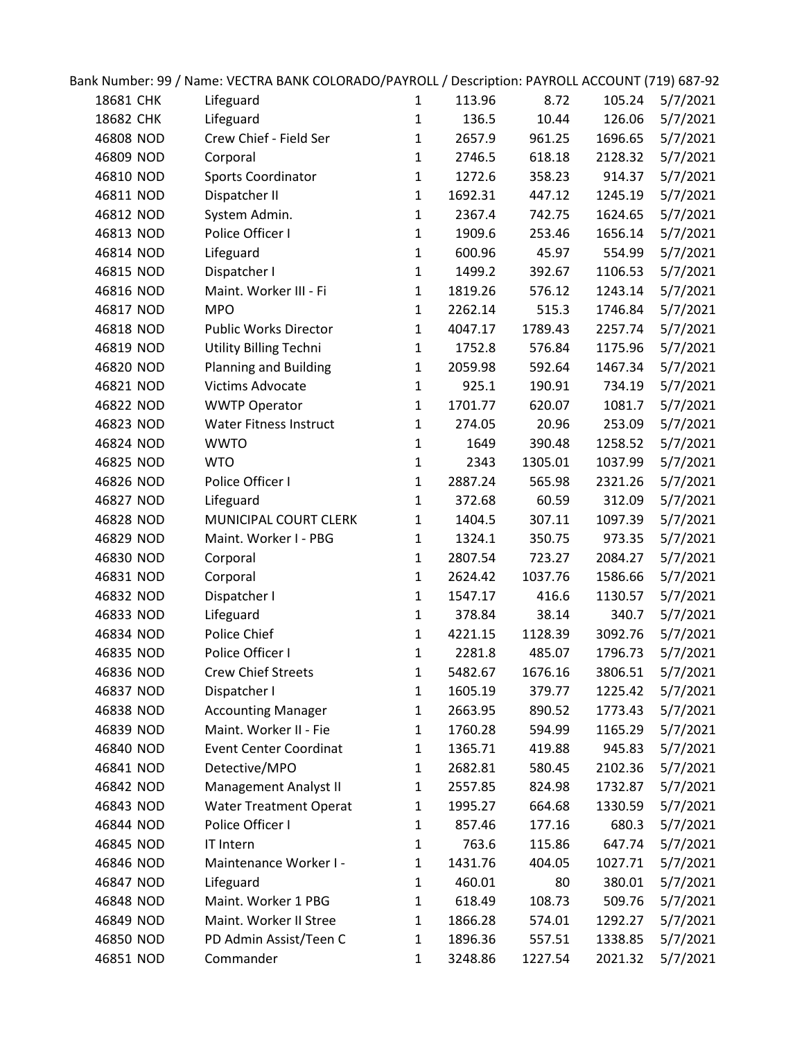Bank Number: 99 / Name: VECTRA BANK COLORADO/PAYROLL / Description: PAYROLL ACCOUNT (719) 687-92

| | | | | | | | |
|---|---|---|---|---|---|---|---|
| 18681 | CHK | Lifeguard | 1 | 113.96 | 8.72 | 105.24 | 5/7/2021 |
| 18682 | CHK | Lifeguard | 1 | 136.5 | 10.44 | 126.06 | 5/7/2021 |
| 46808 | NOD | Crew Chief - Field Ser | 1 | 2657.9 | 961.25 | 1696.65 | 5/7/2021 |
| 46809 | NOD | Corporal | 1 | 2746.5 | 618.18 | 2128.32 | 5/7/2021 |
| 46810 | NOD | Sports Coordinator | 1 | 1272.6 | 358.23 | 914.37 | 5/7/2021 |
| 46811 | NOD | Dispatcher II | 1 | 1692.31 | 447.12 | 1245.19 | 5/7/2021 |
| 46812 | NOD | System Admin. | 1 | 2367.4 | 742.75 | 1624.65 | 5/7/2021 |
| 46813 | NOD | Police Officer I | 1 | 1909.6 | 253.46 | 1656.14 | 5/7/2021 |
| 46814 | NOD | Lifeguard | 1 | 600.96 | 45.97 | 554.99 | 5/7/2021 |
| 46815 | NOD | Dispatcher I | 1 | 1499.2 | 392.67 | 1106.53 | 5/7/2021 |
| 46816 | NOD | Maint. Worker III - Fi | 1 | 1819.26 | 576.12 | 1243.14 | 5/7/2021 |
| 46817 | NOD | MPO | 1 | 2262.14 | 515.3 | 1746.84 | 5/7/2021 |
| 46818 | NOD | Public Works Director | 1 | 4047.17 | 1789.43 | 2257.74 | 5/7/2021 |
| 46819 | NOD | Utility Billing Techni | 1 | 1752.8 | 576.84 | 1175.96 | 5/7/2021 |
| 46820 | NOD | Planning and Building | 1 | 2059.98 | 592.64 | 1467.34 | 5/7/2021 |
| 46821 | NOD | Victims Advocate | 1 | 925.1 | 190.91 | 734.19 | 5/7/2021 |
| 46822 | NOD | WWTP Operator | 1 | 1701.77 | 620.07 | 1081.7 | 5/7/2021 |
| 46823 | NOD | Water Fitness Instruct | 1 | 274.05 | 20.96 | 253.09 | 5/7/2021 |
| 46824 | NOD | WWTO | 1 | 1649 | 390.48 | 1258.52 | 5/7/2021 |
| 46825 | NOD | WTO | 1 | 2343 | 1305.01 | 1037.99 | 5/7/2021 |
| 46826 | NOD | Police Officer I | 1 | 2887.24 | 565.98 | 2321.26 | 5/7/2021 |
| 46827 | NOD | Lifeguard | 1 | 372.68 | 60.59 | 312.09 | 5/7/2021 |
| 46828 | NOD | MUNICIPAL COURT CLERK | 1 | 1404.5 | 307.11 | 1097.39 | 5/7/2021 |
| 46829 | NOD | Maint. Worker I - PBG | 1 | 1324.1 | 350.75 | 973.35 | 5/7/2021 |
| 46830 | NOD | Corporal | 1 | 2807.54 | 723.27 | 2084.27 | 5/7/2021 |
| 46831 | NOD | Corporal | 1 | 2624.42 | 1037.76 | 1586.66 | 5/7/2021 |
| 46832 | NOD | Dispatcher I | 1 | 1547.17 | 416.6 | 1130.57 | 5/7/2021 |
| 46833 | NOD | Lifeguard | 1 | 378.84 | 38.14 | 340.7 | 5/7/2021 |
| 46834 | NOD | Police Chief | 1 | 4221.15 | 1128.39 | 3092.76 | 5/7/2021 |
| 46835 | NOD | Police Officer I | 1 | 2281.8 | 485.07 | 1796.73 | 5/7/2021 |
| 46836 | NOD | Crew Chief Streets | 1 | 5482.67 | 1676.16 | 3806.51 | 5/7/2021 |
| 46837 | NOD | Dispatcher I | 1 | 1605.19 | 379.77 | 1225.42 | 5/7/2021 |
| 46838 | NOD | Accounting Manager | 1 | 2663.95 | 890.52 | 1773.43 | 5/7/2021 |
| 46839 | NOD | Maint. Worker II - Fie | 1 | 1760.28 | 594.99 | 1165.29 | 5/7/2021 |
| 46840 | NOD | Event Center Coordinat | 1 | 1365.71 | 419.88 | 945.83 | 5/7/2021 |
| 46841 | NOD | Detective/MPO | 1 | 2682.81 | 580.45 | 2102.36 | 5/7/2021 |
| 46842 | NOD | Management Analyst II | 1 | 2557.85 | 824.98 | 1732.87 | 5/7/2021 |
| 46843 | NOD | Water Treatment Operat | 1 | 1995.27 | 664.68 | 1330.59 | 5/7/2021 |
| 46844 | NOD | Police Officer I | 1 | 857.46 | 177.16 | 680.3 | 5/7/2021 |
| 46845 | NOD | IT Intern | 1 | 763.6 | 115.86 | 647.74 | 5/7/2021 |
| 46846 | NOD | Maintenance Worker I - | 1 | 1431.76 | 404.05 | 1027.71 | 5/7/2021 |
| 46847 | NOD | Lifeguard | 1 | 460.01 | 80 | 380.01 | 5/7/2021 |
| 46848 | NOD | Maint. Worker 1 PBG | 1 | 618.49 | 108.73 | 509.76 | 5/7/2021 |
| 46849 | NOD | Maint. Worker II Stree | 1 | 1866.28 | 574.01 | 1292.27 | 5/7/2021 |
| 46850 | NOD | PD Admin Assist/Teen C | 1 | 1896.36 | 557.51 | 1338.85 | 5/7/2021 |
| 46851 | NOD | Commander | 1 | 3248.86 | 1227.54 | 2021.32 | 5/7/2021 |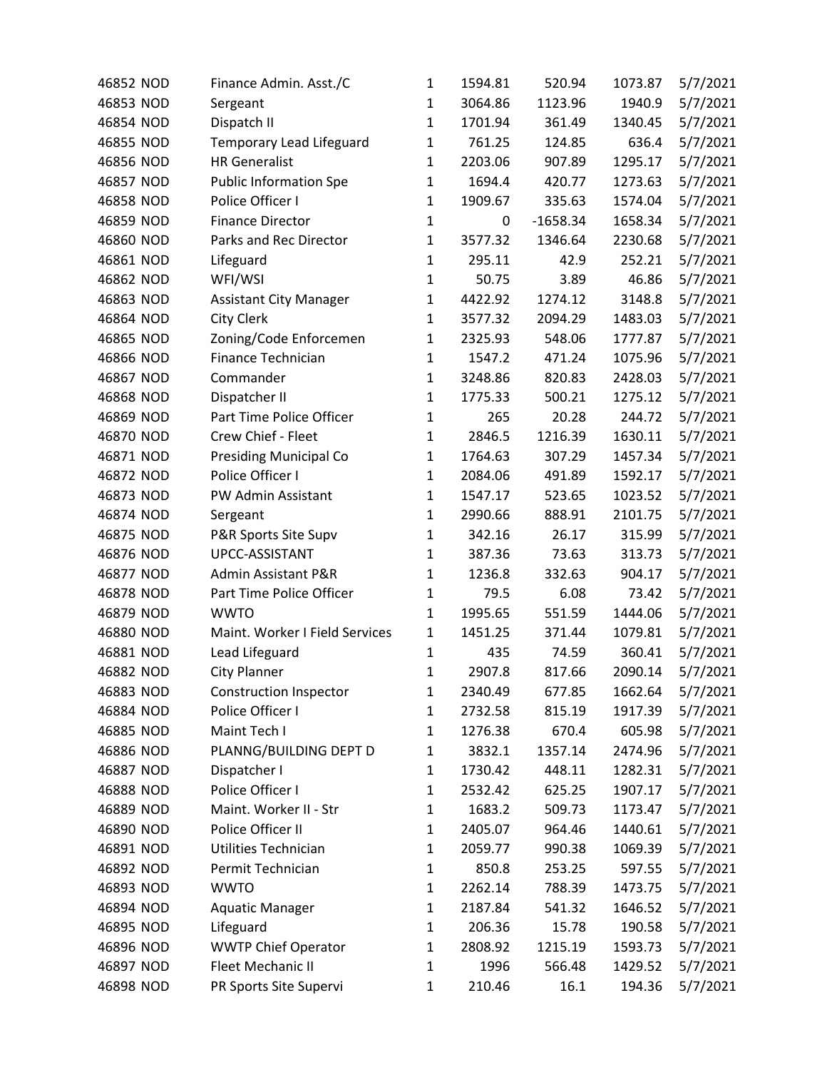| | | | | | | | |
|---|---|---|---|---|---|---|---|
| 46852 | NOD | Finance Admin. Asst./C | 1 | 1594.81 | 520.94 | 1073.87 | 5/7/2021 |
| 46853 | NOD | Sergeant | 1 | 3064.86 | 1123.96 | 1940.9 | 5/7/2021 |
| 46854 | NOD | Dispatch II | 1 | 1701.94 | 361.49 | 1340.45 | 5/7/2021 |
| 46855 | NOD | Temporary Lead Lifeguard | 1 | 761.25 | 124.85 | 636.4 | 5/7/2021 |
| 46856 | NOD | HR Generalist | 1 | 2203.06 | 907.89 | 1295.17 | 5/7/2021 |
| 46857 | NOD | Public Information Spe | 1 | 1694.4 | 420.77 | 1273.63 | 5/7/2021 |
| 46858 | NOD | Police Officer I | 1 | 1909.67 | 335.63 | 1574.04 | 5/7/2021 |
| 46859 | NOD | Finance Director | 1 | 0 | -1658.34 | 1658.34 | 5/7/2021 |
| 46860 | NOD | Parks and Rec Director | 1 | 3577.32 | 1346.64 | 2230.68 | 5/7/2021 |
| 46861 | NOD | Lifeguard | 1 | 295.11 | 42.9 | 252.21 | 5/7/2021 |
| 46862 | NOD | WFI/WSI | 1 | 50.75 | 3.89 | 46.86 | 5/7/2021 |
| 46863 | NOD | Assistant City Manager | 1 | 4422.92 | 1274.12 | 3148.8 | 5/7/2021 |
| 46864 | NOD | City Clerk | 1 | 3577.32 | 2094.29 | 1483.03 | 5/7/2021 |
| 46865 | NOD | Zoning/Code Enforcemen | 1 | 2325.93 | 548.06 | 1777.87 | 5/7/2021 |
| 46866 | NOD | Finance Technician | 1 | 1547.2 | 471.24 | 1075.96 | 5/7/2021 |
| 46867 | NOD | Commander | 1 | 3248.86 | 820.83 | 2428.03 | 5/7/2021 |
| 46868 | NOD | Dispatcher II | 1 | 1775.33 | 500.21 | 1275.12 | 5/7/2021 |
| 46869 | NOD | Part Time Police Officer | 1 | 265 | 20.28 | 244.72 | 5/7/2021 |
| 46870 | NOD | Crew Chief - Fleet | 1 | 2846.5 | 1216.39 | 1630.11 | 5/7/2021 |
| 46871 | NOD | Presiding Municipal Co | 1 | 1764.63 | 307.29 | 1457.34 | 5/7/2021 |
| 46872 | NOD | Police Officer I | 1 | 2084.06 | 491.89 | 1592.17 | 5/7/2021 |
| 46873 | NOD | PW Admin Assistant | 1 | 1547.17 | 523.65 | 1023.52 | 5/7/2021 |
| 46874 | NOD | Sergeant | 1 | 2990.66 | 888.91 | 2101.75 | 5/7/2021 |
| 46875 | NOD | P&R Sports Site Supv | 1 | 342.16 | 26.17 | 315.99 | 5/7/2021 |
| 46876 | NOD | UPCC-ASSISTANT | 1 | 387.36 | 73.63 | 313.73 | 5/7/2021 |
| 46877 | NOD | Admin Assistant P&R | 1 | 1236.8 | 332.63 | 904.17 | 5/7/2021 |
| 46878 | NOD | Part Time Police Officer | 1 | 79.5 | 6.08 | 73.42 | 5/7/2021 |
| 46879 | NOD | WWTO | 1 | 1995.65 | 551.59 | 1444.06 | 5/7/2021 |
| 46880 | NOD | Maint. Worker I Field Services | 1 | 1451.25 | 371.44 | 1079.81 | 5/7/2021 |
| 46881 | NOD | Lead Lifeguard | 1 | 435 | 74.59 | 360.41 | 5/7/2021 |
| 46882 | NOD | City Planner | 1 | 2907.8 | 817.66 | 2090.14 | 5/7/2021 |
| 46883 | NOD | Construction Inspector | 1 | 2340.49 | 677.85 | 1662.64 | 5/7/2021 |
| 46884 | NOD | Police Officer I | 1 | 2732.58 | 815.19 | 1917.39 | 5/7/2021 |
| 46885 | NOD | Maint Tech I | 1 | 1276.38 | 670.4 | 605.98 | 5/7/2021 |
| 46886 | NOD | PLANNG/BUILDING DEPT D | 1 | 3832.1 | 1357.14 | 2474.96 | 5/7/2021 |
| 46887 | NOD | Dispatcher I | 1 | 1730.42 | 448.11 | 1282.31 | 5/7/2021 |
| 46888 | NOD | Police Officer I | 1 | 2532.42 | 625.25 | 1907.17 | 5/7/2021 |
| 46889 | NOD | Maint. Worker II - Str | 1 | 1683.2 | 509.73 | 1173.47 | 5/7/2021 |
| 46890 | NOD | Police Officer II | 1 | 2405.07 | 964.46 | 1440.61 | 5/7/2021 |
| 46891 | NOD | Utilities Technician | 1 | 2059.77 | 990.38 | 1069.39 | 5/7/2021 |
| 46892 | NOD | Permit Technician | 1 | 850.8 | 253.25 | 597.55 | 5/7/2021 |
| 46893 | NOD | WWTO | 1 | 2262.14 | 788.39 | 1473.75 | 5/7/2021 |
| 46894 | NOD | Aquatic Manager | 1 | 2187.84 | 541.32 | 1646.52 | 5/7/2021 |
| 46895 | NOD | Lifeguard | 1 | 206.36 | 15.78 | 190.58 | 5/7/2021 |
| 46896 | NOD | WWTP Chief Operator | 1 | 2808.92 | 1215.19 | 1593.73 | 5/7/2021 |
| 46897 | NOD | Fleet Mechanic II | 1 | 1996 | 566.48 | 1429.52 | 5/7/2021 |
| 46898 | NOD | PR Sports Site Supervi | 1 | 210.46 | 16.1 | 194.36 | 5/7/2021 |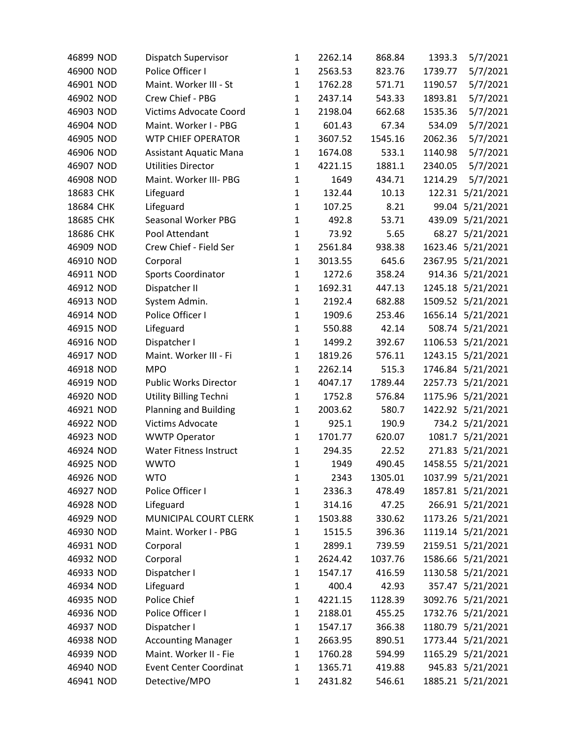| | | | | | | | |
|---|---|---|---|---|---|---|---|
| 46899 | NOD | Dispatch Supervisor | 1 | 2262.14 | 868.84 | 1393.3 | 5/7/2021 |
| 46900 | NOD | Police Officer I | 1 | 2563.53 | 823.76 | 1739.77 | 5/7/2021 |
| 46901 | NOD | Maint. Worker III - St | 1 | 1762.28 | 571.71 | 1190.57 | 5/7/2021 |
| 46902 | NOD | Crew Chief - PBG | 1 | 2437.14 | 543.33 | 1893.81 | 5/7/2021 |
| 46903 | NOD | Victims Advocate Coord | 1 | 2198.04 | 662.68 | 1535.36 | 5/7/2021 |
| 46904 | NOD | Maint. Worker I - PBG | 1 | 601.43 | 67.34 | 534.09 | 5/7/2021 |
| 46905 | NOD | WTP CHIEF OPERATOR | 1 | 3607.52 | 1545.16 | 2062.36 | 5/7/2021 |
| 46906 | NOD | Assistant Aquatic Mana | 1 | 1674.08 | 533.1 | 1140.98 | 5/7/2021 |
| 46907 | NOD | Utilities Director | 1 | 4221.15 | 1881.1 | 2340.05 | 5/7/2021 |
| 46908 | NOD | Maint. Worker III- PBG | 1 | 1649 | 434.71 | 1214.29 | 5/7/2021 |
| 18683 | CHK | Lifeguard | 1 | 132.44 | 10.13 | 122.31 | 5/21/2021 |
| 18684 | CHK | Lifeguard | 1 | 107.25 | 8.21 | 99.04 | 5/21/2021 |
| 18685 | CHK | Seasonal Worker PBG | 1 | 492.8 | 53.71 | 439.09 | 5/21/2021 |
| 18686 | CHK | Pool Attendant | 1 | 73.92 | 5.65 | 68.27 | 5/21/2021 |
| 46909 | NOD | Crew Chief - Field Ser | 1 | 2561.84 | 938.38 | 1623.46 | 5/21/2021 |
| 46910 | NOD | Corporal | 1 | 3013.55 | 645.6 | 2367.95 | 5/21/2021 |
| 46911 | NOD | Sports Coordinator | 1 | 1272.6 | 358.24 | 914.36 | 5/21/2021 |
| 46912 | NOD | Dispatcher II | 1 | 1692.31 | 447.13 | 1245.18 | 5/21/2021 |
| 46913 | NOD | System Admin. | 1 | 2192.4 | 682.88 | 1509.52 | 5/21/2021 |
| 46914 | NOD | Police Officer I | 1 | 1909.6 | 253.46 | 1656.14 | 5/21/2021 |
| 46915 | NOD | Lifeguard | 1 | 550.88 | 42.14 | 508.74 | 5/21/2021 |
| 46916 | NOD | Dispatcher I | 1 | 1499.2 | 392.67 | 1106.53 | 5/21/2021 |
| 46917 | NOD | Maint. Worker III - Fi | 1 | 1819.26 | 576.11 | 1243.15 | 5/21/2021 |
| 46918 | NOD | MPO | 1 | 2262.14 | 515.3 | 1746.84 | 5/21/2021 |
| 46919 | NOD | Public Works Director | 1 | 4047.17 | 1789.44 | 2257.73 | 5/21/2021 |
| 46920 | NOD | Utility Billing Techni | 1 | 1752.8 | 576.84 | 1175.96 | 5/21/2021 |
| 46921 | NOD | Planning and Building | 1 | 2003.62 | 580.7 | 1422.92 | 5/21/2021 |
| 46922 | NOD | Victims Advocate | 1 | 925.1 | 190.9 | 734.2 | 5/21/2021 |
| 46923 | NOD | WWTP Operator | 1 | 1701.77 | 620.07 | 1081.7 | 5/21/2021 |
| 46924 | NOD | Water Fitness Instruct | 1 | 294.35 | 22.52 | 271.83 | 5/21/2021 |
| 46925 | NOD | WWTO | 1 | 1949 | 490.45 | 1458.55 | 5/21/2021 |
| 46926 | NOD | WTO | 1 | 2343 | 1305.01 | 1037.99 | 5/21/2021 |
| 46927 | NOD | Police Officer I | 1 | 2336.3 | 478.49 | 1857.81 | 5/21/2021 |
| 46928 | NOD | Lifeguard | 1 | 314.16 | 47.25 | 266.91 | 5/21/2021 |
| 46929 | NOD | MUNICIPAL COURT CLERK | 1 | 1503.88 | 330.62 | 1173.26 | 5/21/2021 |
| 46930 | NOD | Maint. Worker I - PBG | 1 | 1515.5 | 396.36 | 1119.14 | 5/21/2021 |
| 46931 | NOD | Corporal | 1 | 2899.1 | 739.59 | 2159.51 | 5/21/2021 |
| 46932 | NOD | Corporal | 1 | 2624.42 | 1037.76 | 1586.66 | 5/21/2021 |
| 46933 | NOD | Dispatcher I | 1 | 1547.17 | 416.59 | 1130.58 | 5/21/2021 |
| 46934 | NOD | Lifeguard | 1 | 400.4 | 42.93 | 357.47 | 5/21/2021 |
| 46935 | NOD | Police Chief | 1 | 4221.15 | 1128.39 | 3092.76 | 5/21/2021 |
| 46936 | NOD | Police Officer I | 1 | 2188.01 | 455.25 | 1732.76 | 5/21/2021 |
| 46937 | NOD | Dispatcher I | 1 | 1547.17 | 366.38 | 1180.79 | 5/21/2021 |
| 46938 | NOD | Accounting Manager | 1 | 2663.95 | 890.51 | 1773.44 | 5/21/2021 |
| 46939 | NOD | Maint. Worker II - Fie | 1 | 1760.28 | 594.99 | 1165.29 | 5/21/2021 |
| 46940 | NOD | Event Center Coordinat | 1 | 1365.71 | 419.88 | 945.83 | 5/21/2021 |
| 46941 | NOD | Detective/MPO | 1 | 2431.82 | 546.61 | 1885.21 | 5/21/2021 |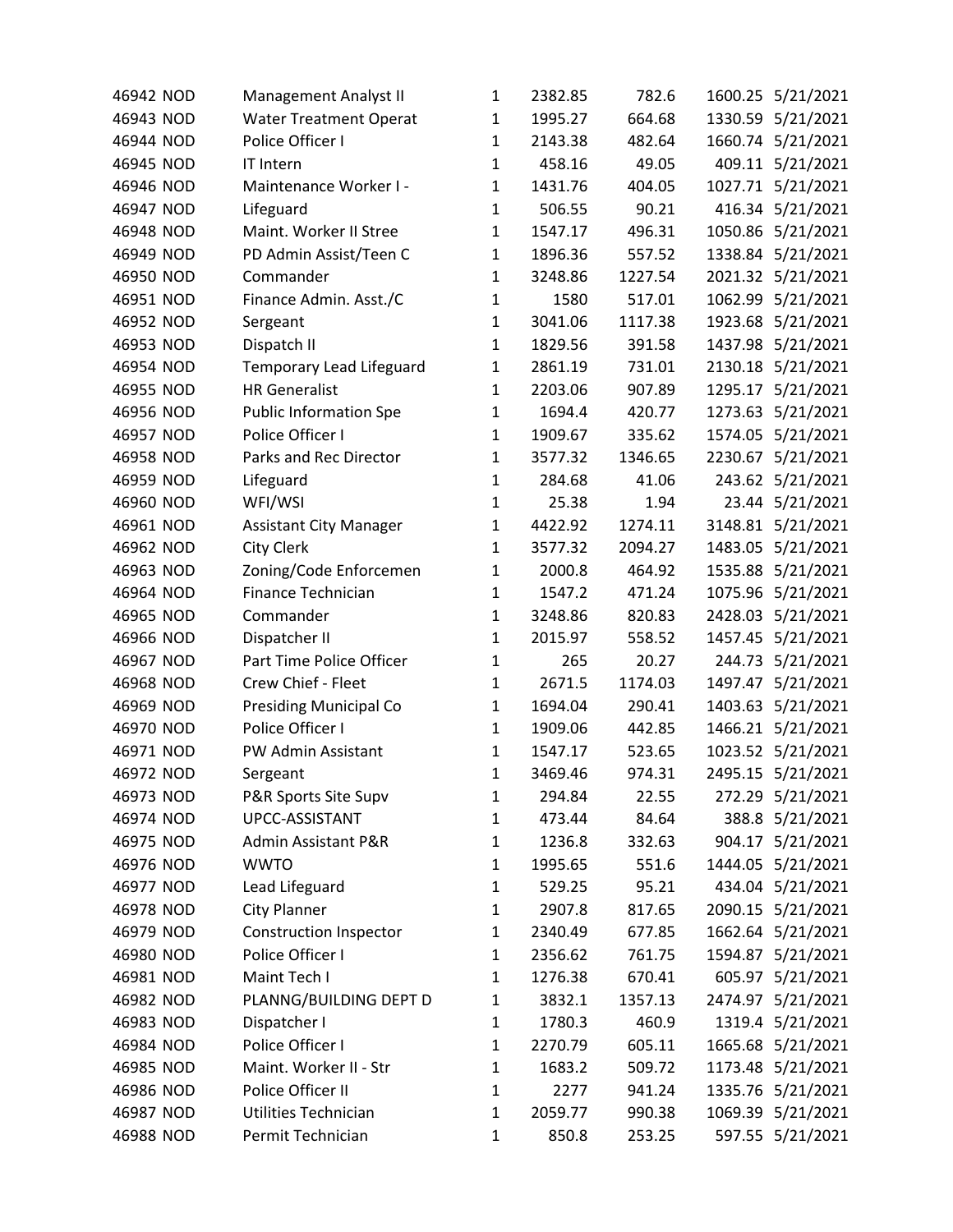| | | | | | | | |
|---|---|---|---|---|---|---|---|
| 46942 | NOD | Management Analyst II | 1 | 2382.85 | 782.6 | 1600.25 | 5/21/2021 |
| 46943 | NOD | Water Treatment Operat | 1 | 1995.27 | 664.68 | 1330.59 | 5/21/2021 |
| 46944 | NOD | Police Officer I | 1 | 2143.38 | 482.64 | 1660.74 | 5/21/2021 |
| 46945 | NOD | IT Intern | 1 | 458.16 | 49.05 | 409.11 | 5/21/2021 |
| 46946 | NOD | Maintenance Worker I - | 1 | 1431.76 | 404.05 | 1027.71 | 5/21/2021 |
| 46947 | NOD | Lifeguard | 1 | 506.55 | 90.21 | 416.34 | 5/21/2021 |
| 46948 | NOD | Maint. Worker II Stree | 1 | 1547.17 | 496.31 | 1050.86 | 5/21/2021 |
| 46949 | NOD | PD Admin Assist/Teen C | 1 | 1896.36 | 557.52 | 1338.84 | 5/21/2021 |
| 46950 | NOD | Commander | 1 | 3248.86 | 1227.54 | 2021.32 | 5/21/2021 |
| 46951 | NOD | Finance Admin. Asst./C | 1 | 1580 | 517.01 | 1062.99 | 5/21/2021 |
| 46952 | NOD | Sergeant | 1 | 3041.06 | 1117.38 | 1923.68 | 5/21/2021 |
| 46953 | NOD | Dispatch II | 1 | 1829.56 | 391.58 | 1437.98 | 5/21/2021 |
| 46954 | NOD | Temporary Lead Lifeguard | 1 | 2861.19 | 731.01 | 2130.18 | 5/21/2021 |
| 46955 | NOD | HR Generalist | 1 | 2203.06 | 907.89 | 1295.17 | 5/21/2021 |
| 46956 | NOD | Public Information Spe | 1 | 1694.4 | 420.77 | 1273.63 | 5/21/2021 |
| 46957 | NOD | Police Officer I | 1 | 1909.67 | 335.62 | 1574.05 | 5/21/2021 |
| 46958 | NOD | Parks and Rec Director | 1 | 3577.32 | 1346.65 | 2230.67 | 5/21/2021 |
| 46959 | NOD | Lifeguard | 1 | 284.68 | 41.06 | 243.62 | 5/21/2021 |
| 46960 | NOD | WFI/WSI | 1 | 25.38 | 1.94 | 23.44 | 5/21/2021 |
| 46961 | NOD | Assistant City Manager | 1 | 4422.92 | 1274.11 | 3148.81 | 5/21/2021 |
| 46962 | NOD | City Clerk | 1 | 3577.32 | 2094.27 | 1483.05 | 5/21/2021 |
| 46963 | NOD | Zoning/Code Enforcemen | 1 | 2000.8 | 464.92 | 1535.88 | 5/21/2021 |
| 46964 | NOD | Finance Technician | 1 | 1547.2 | 471.24 | 1075.96 | 5/21/2021 |
| 46965 | NOD | Commander | 1 | 3248.86 | 820.83 | 2428.03 | 5/21/2021 |
| 46966 | NOD | Dispatcher II | 1 | 2015.97 | 558.52 | 1457.45 | 5/21/2021 |
| 46967 | NOD | Part Time Police Officer | 1 | 265 | 20.27 | 244.73 | 5/21/2021 |
| 46968 | NOD | Crew Chief - Fleet | 1 | 2671.5 | 1174.03 | 1497.47 | 5/21/2021 |
| 46969 | NOD | Presiding Municipal Co | 1 | 1694.04 | 290.41 | 1403.63 | 5/21/2021 |
| 46970 | NOD | Police Officer I | 1 | 1909.06 | 442.85 | 1466.21 | 5/21/2021 |
| 46971 | NOD | PW Admin Assistant | 1 | 1547.17 | 523.65 | 1023.52 | 5/21/2021 |
| 46972 | NOD | Sergeant | 1 | 3469.46 | 974.31 | 2495.15 | 5/21/2021 |
| 46973 | NOD | P&R Sports Site Supv | 1 | 294.84 | 22.55 | 272.29 | 5/21/2021 |
| 46974 | NOD | UPCC-ASSISTANT | 1 | 473.44 | 84.64 | 388.8 | 5/21/2021 |
| 46975 | NOD | Admin Assistant P&R | 1 | 1236.8 | 332.63 | 904.17 | 5/21/2021 |
| 46976 | NOD | WWTO | 1 | 1995.65 | 551.6 | 1444.05 | 5/21/2021 |
| 46977 | NOD | Lead Lifeguard | 1 | 529.25 | 95.21 | 434.04 | 5/21/2021 |
| 46978 | NOD | City Planner | 1 | 2907.8 | 817.65 | 2090.15 | 5/21/2021 |
| 46979 | NOD | Construction Inspector | 1 | 2340.49 | 677.85 | 1662.64 | 5/21/2021 |
| 46980 | NOD | Police Officer I | 1 | 2356.62 | 761.75 | 1594.87 | 5/21/2021 |
| 46981 | NOD | Maint Tech I | 1 | 1276.38 | 670.41 | 605.97 | 5/21/2021 |
| 46982 | NOD | PLANNG/BUILDING DEPT D | 1 | 3832.1 | 1357.13 | 2474.97 | 5/21/2021 |
| 46983 | NOD | Dispatcher I | 1 | 1780.3 | 460.9 | 1319.4 | 5/21/2021 |
| 46984 | NOD | Police Officer I | 1 | 2270.79 | 605.11 | 1665.68 | 5/21/2021 |
| 46985 | NOD | Maint. Worker II - Str | 1 | 1683.2 | 509.72 | 1173.48 | 5/21/2021 |
| 46986 | NOD | Police Officer II | 1 | 2277 | 941.24 | 1335.76 | 5/21/2021 |
| 46987 | NOD | Utilities Technician | 1 | 2059.77 | 990.38 | 1069.39 | 5/21/2021 |
| 46988 | NOD | Permit Technician | 1 | 850.8 | 253.25 | 597.55 | 5/21/2021 |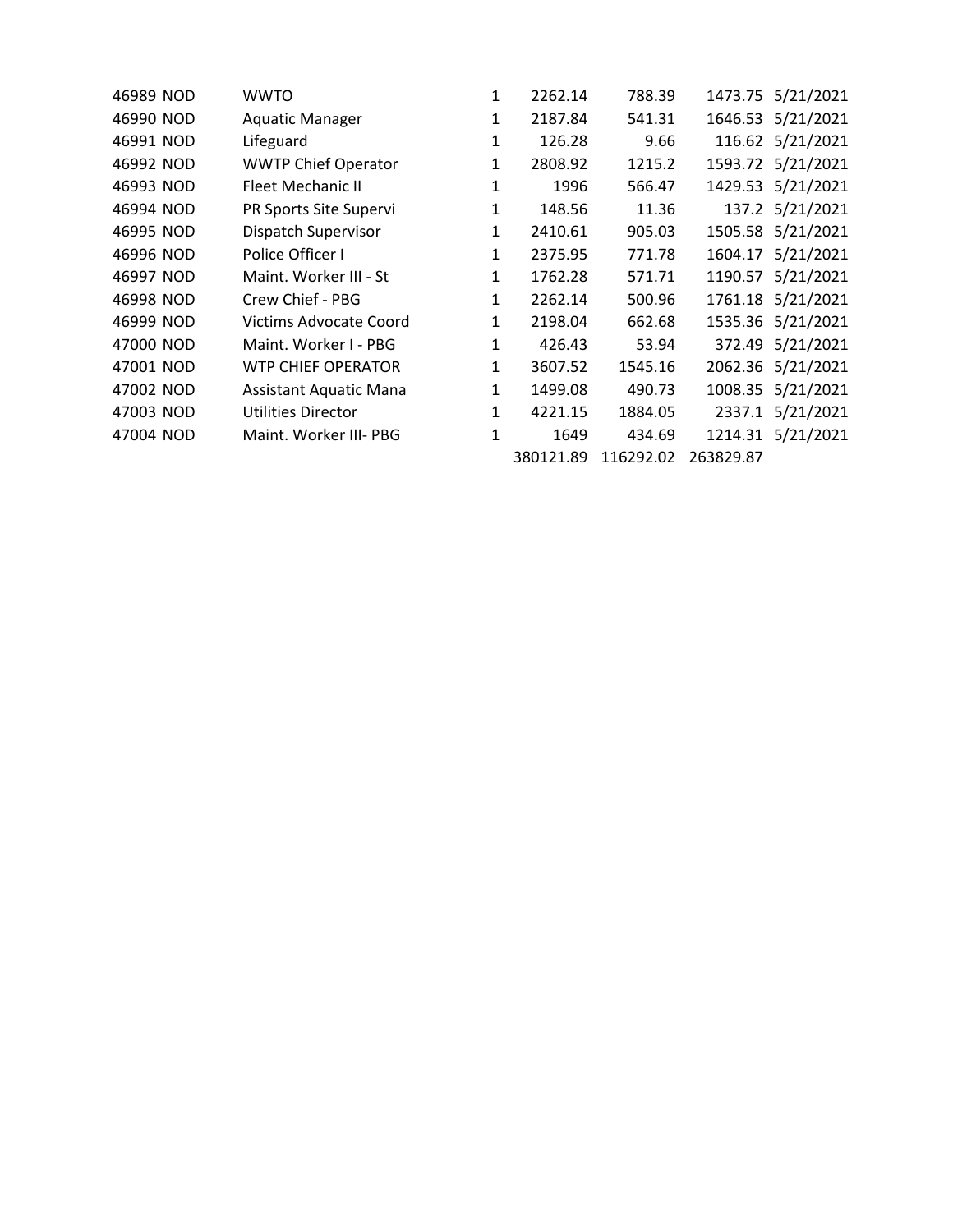| | | | | | | | |
|---|---|---|---|---|---|---|---|
| 46989 | NOD | WWTO | 1 | 2262.14 | 788.39 | 1473.75 | 5/21/2021 |
| 46990 | NOD | Aquatic Manager | 1 | 2187.84 | 541.31 | 1646.53 | 5/21/2021 |
| 46991 | NOD | Lifeguard | 1 | 126.28 | 9.66 | 116.62 | 5/21/2021 |
| 46992 | NOD | WWTP Chief Operator | 1 | 2808.92 | 1215.2 | 1593.72 | 5/21/2021 |
| 46993 | NOD | Fleet Mechanic II | 1 | 1996 | 566.47 | 1429.53 | 5/21/2021 |
| 46994 | NOD | PR Sports Site Supervi | 1 | 148.56 | 11.36 | 137.2 | 5/21/2021 |
| 46995 | NOD | Dispatch Supervisor | 1 | 2410.61 | 905.03 | 1505.58 | 5/21/2021 |
| 46996 | NOD | Police Officer I | 1 | 2375.95 | 771.78 | 1604.17 | 5/21/2021 |
| 46997 | NOD | Maint. Worker III - St | 1 | 1762.28 | 571.71 | 1190.57 | 5/21/2021 |
| 46998 | NOD | Crew Chief - PBG | 1 | 2262.14 | 500.96 | 1761.18 | 5/21/2021 |
| 46999 | NOD | Victims Advocate Coord | 1 | 2198.04 | 662.68 | 1535.36 | 5/21/2021 |
| 47000 | NOD | Maint. Worker I - PBG | 1 | 426.43 | 53.94 | 372.49 | 5/21/2021 |
| 47001 | NOD | WTP CHIEF OPERATOR | 1 | 3607.52 | 1545.16 | 2062.36 | 5/21/2021 |
| 47002 | NOD | Assistant Aquatic Mana | 1 | 1499.08 | 490.73 | 1008.35 | 5/21/2021 |
| 47003 | NOD | Utilities Director | 1 | 4221.15 | 1884.05 | 2337.1 | 5/21/2021 |
| 47004 | NOD | Maint. Worker III- PBG | 1 | 1649 | 434.69 | 1214.31 | 5/21/2021 |
| | | | | 380121.89 | 116292.02 | 263829.87 | |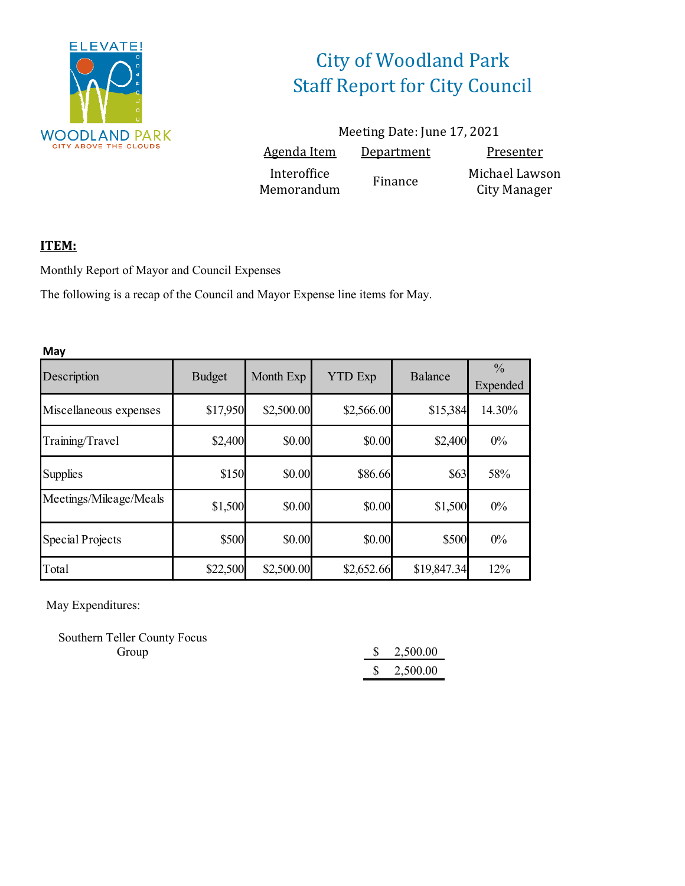# City of Woodland Park
## Staff Report for City Council

Meeting Date: June 17, 2021

| Agenda Item | Department | Presenter |
|---|---|---|
| Interoffice Memorandum | Finance | Michael Lawson City Manager |

**ITEM:**

Monthly Report of Mayor and Council Expenses

The following is a recap of the Council and Mayor Expense line items for May.

**May**

| Description | Budget | Month Exp | YTD Exp | Balance | % Expended |
|---|---|---|---|---|---|
| Miscellaneous expenses | $17,950 | $2,500.00 | $2,566.00 | $15,384 | 14.30% |
| Training/Travel | $2,400 | $0.00 | $0.00 | $2,400 | 0% |
| Supplies | $150 | $0.00 | $86.66 | $63 | 58% |
| Meetings/Mileage/Meals | $1,500 | $0.00 | $0.00 | $1,500 | 0% |
| Special Projects | $500 | $0.00 | $0.00 | $500 | 0% |
| Total | $22,500 | $2,500.00 | $2,652.66 | $19,847.34 | 12% |

May Expenditures:

| | |
|---|---|
| Southern Teller County Focus Group | $ 2,500.00 |
| | $ 2,500.00 |